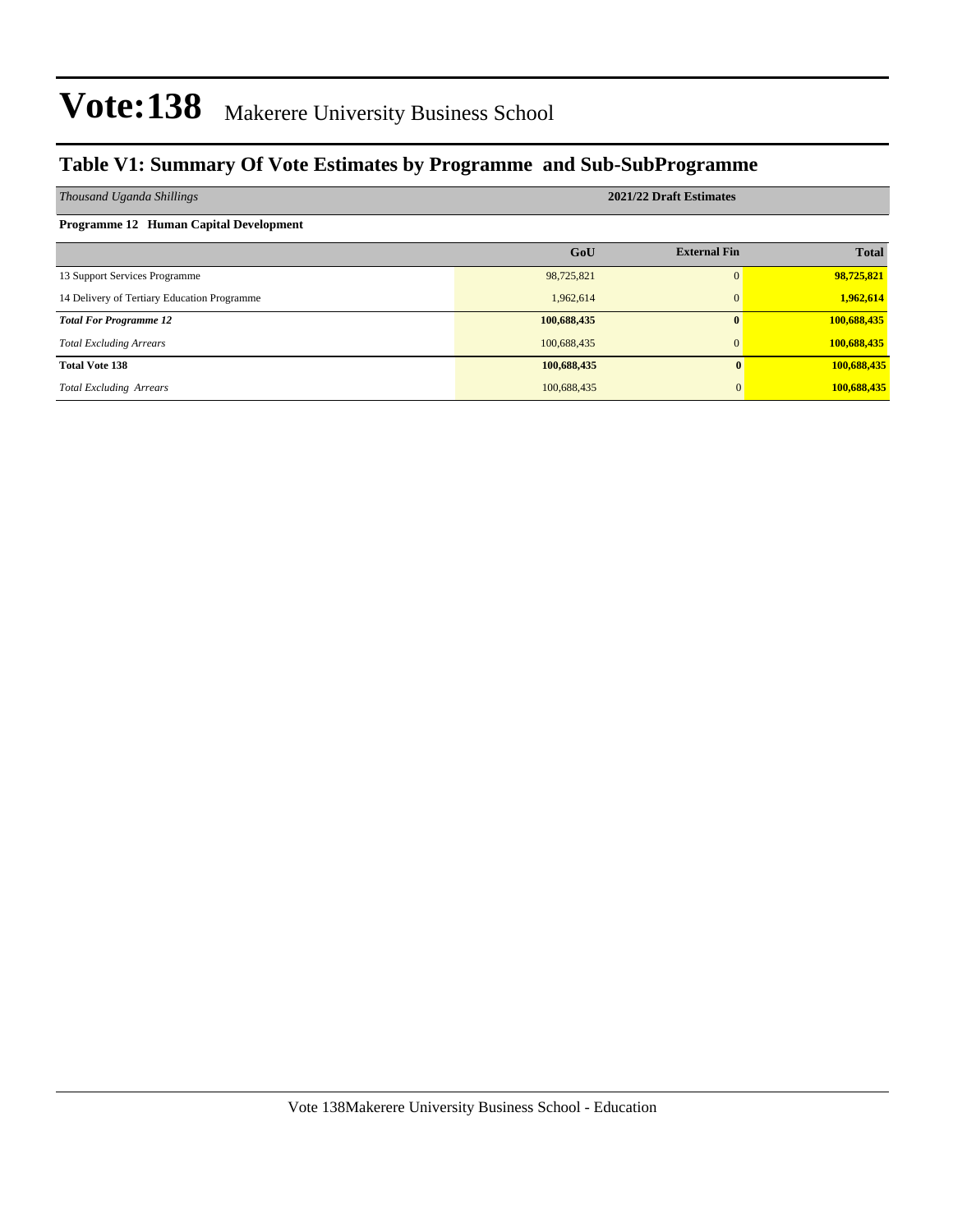# Vote:138 Makerere University Business School

## Table V1: Summary Of Vote Estimates by Programme and Sub-SubProgramme

| *Thousand Uganda Shillings* | 2021/22 Draft Estimates | | |
|---|---|---|---|
| **Programme 12 Human Capital Development** | | | |
| | **GoU** | **External Fin** | **Total** |
| 13 Support Services Programme | 98,725,821 | 0 | **98,725,821** |
| 14 Delivery of Tertiary Education Programme | 1,962,614 | 0 | **1,962,614** |
| ***Total For Programme 12*** | **100,688,435** | **0** | **100,688,435** |
| *Total Excluding Arrears* | 100,688,435 | 0 | **100,688,435** |
| **Total Vote 138** | **100,688,435** | **0** | **100,688,435** |
| *Total Excluding Arrears* | 100,688,435 | 0 | **100,688,435** |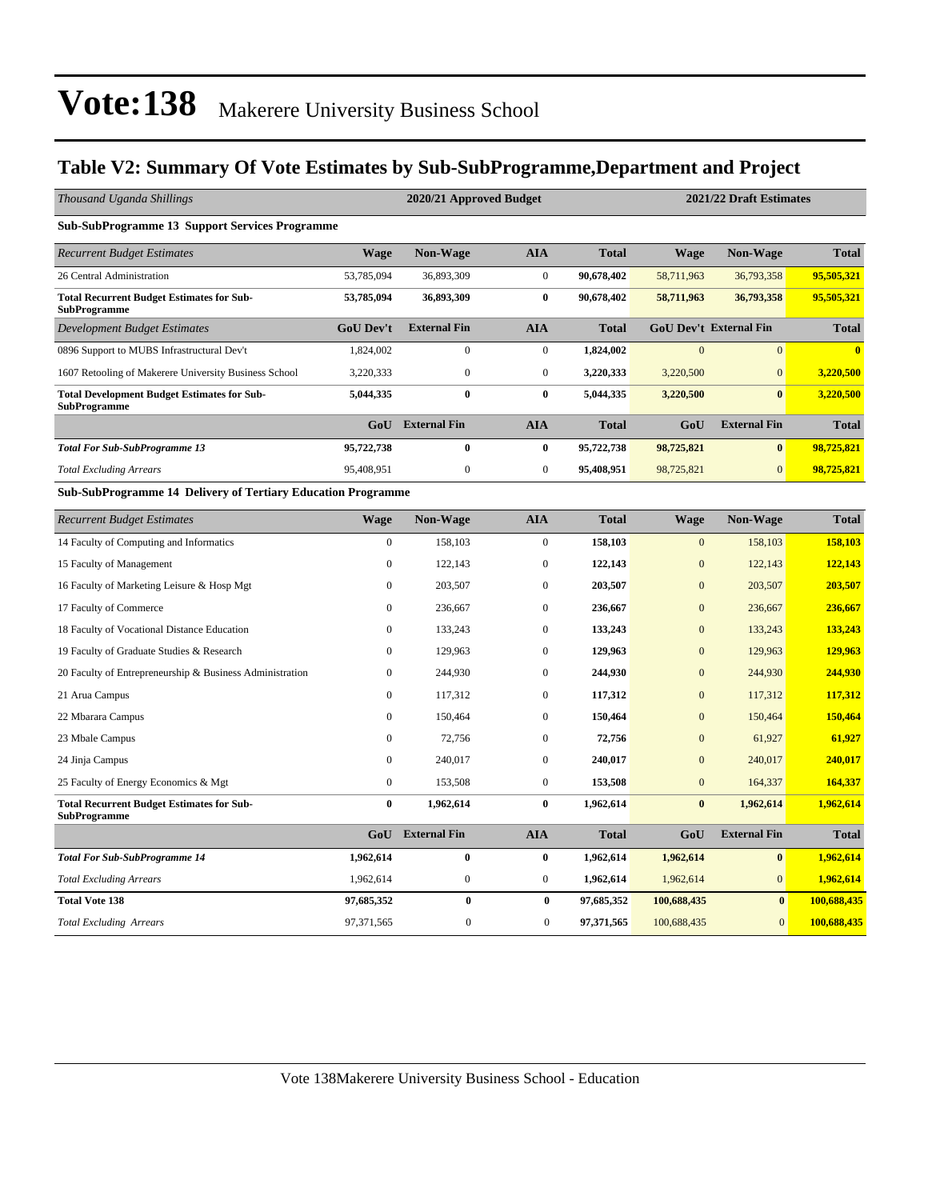# Vote:138 Makerere University Business School

## Table V2: Summary Of Vote Estimates by Sub-SubProgramme,Department and Project

| *Thousand Uganda Shillings* | 2020/21 Approved Budget | | | | 2021/22 Draft Estimates | | |
|---|---|---|---|---|---|---|---|
| **Sub-SubProgramme 13 Support Services Programme** | | | | | | | |
| *Recurrent Budget Estimates* | **Wage** | **Non-Wage** | **AIA** | **Total** | **Wage** | **Non-Wage** | **Total** |
| 26 Central Administration | 53,785,094 | 36,893,309 | 0 | **90,678,402** | 58,711,963 | 36,793,358 | **95,505,321** |
| **Total Recurrent Budget Estimates for Sub-SubProgramme** | **53,785,094** | **36,893,309** | **0** | **90,678,402** | **58,711,963** | **36,793,358** | **95,505,321** |
| *Development Budget Estimates* | **GoU Dev't** | **External Fin** | **AIA** | **Total** | **GoU Dev't** | **External Fin** | **Total** |
| 0896 Support to MUBS Infrastructural Dev't | 1,824,002 | 0 | 0 | **1,824,002** | 0 | 0 | **0** |
| 1607 Retooling of Makerere University Business School | 3,220,333 | 0 | 0 | **3,220,333** | 3,220,500 | 0 | **3,220,500** |
| **Total Development Budget Estimates for Sub-SubProgramme** | **5,044,335** | **0** | **0** | **5,044,335** | **3,220,500** | **0** | **3,220,500** |
| | **GoU** | **External Fin** | **AIA** | **Total** | **GoU** | **External Fin** | **Total** |
| ***Total For Sub-SubProgramme 13*** | **95,722,738** | **0** | **0** | **95,722,738** | **98,725,821** | **0** | **98,725,821** |
| *Total Excluding Arrears* | 95,408,951 | 0 | 0 | 95,408,951 | 98,725,821 | 0 | **98,725,821** |
| **Sub-SubProgramme 14 Delivery of Tertiary Education Programme** | | | | | | | |
| *Recurrent Budget Estimates* | **Wage** | **Non-Wage** | **AIA** | **Total** | **Wage** | **Non-Wage** | **Total** |
| 14 Faculty of Computing and Informatics | 0 | 158,103 | 0 | **158,103** | 0 | 158,103 | **158,103** |
| 15 Faculty of Management | 0 | 122,143 | 0 | **122,143** | 0 | 122,143 | **122,143** |
| 16 Faculty of Marketing Leisure & Hosp Mgt | 0 | 203,507 | 0 | **203,507** | 0 | 203,507 | **203,507** |
| 17 Faculty of Commerce | 0 | 236,667 | 0 | **236,667** | 0 | 236,667 | **236,667** |
| 18 Faculty of Vocational Distance Education | 0 | 133,243 | 0 | **133,243** | 0 | 133,243 | **133,243** |
| 19 Faculty of Graduate Studies & Research | 0 | 129,963 | 0 | **129,963** | 0 | 129,963 | **129,963** |
| 20 Faculty of Entrepreneurship & Business Administration | 0 | 244,930 | 0 | **244,930** | 0 | 244,930 | **244,930** |
| 21 Arua Campus | 0 | 117,312 | 0 | **117,312** | 0 | 117,312 | **117,312** |
| 22 Mbarara Campus | 0 | 150,464 | 0 | **150,464** | 0 | 150,464 | **150,464** |
| 23 Mbale Campus | 0 | 72,756 | 0 | **72,756** | 0 | 61,927 | **61,927** |
| 24 Jinja Campus | 0 | 240,017 | 0 | **240,017** | 0 | 240,017 | **240,017** |
| 25 Faculty of Energy Economics & Mgt | 0 | 153,508 | 0 | **153,508** | 0 | 164,337 | **164,337** |
| **Total Recurrent Budget Estimates for Sub-SubProgramme** | **0** | **1,962,614** | **0** | **1,962,614** | **0** | **1,962,614** | **1,962,614** |
| | **GoU** | **External Fin** | **AIA** | **Total** | **GoU** | **External Fin** | **Total** |
| ***Total For Sub-SubProgramme 14*** | **1,962,614** | **0** | **0** | **1,962,614** | **1,962,614** | **0** | **1,962,614** |
| *Total Excluding Arrears* | 1,962,614 | 0 | 0 | **1,962,614** | 1,962,614 | 0 | **1,962,614** |
| **Total Vote 138** | **97,685,352** | **0** | **0** | **97,685,352** | **100,688,435** | **0** | **100,688,435** |
| *Total Excluding Arrears* | 97,371,565 | 0 | 0 | **97,371,565** | 100,688,435 | 0 | **100,688,435** |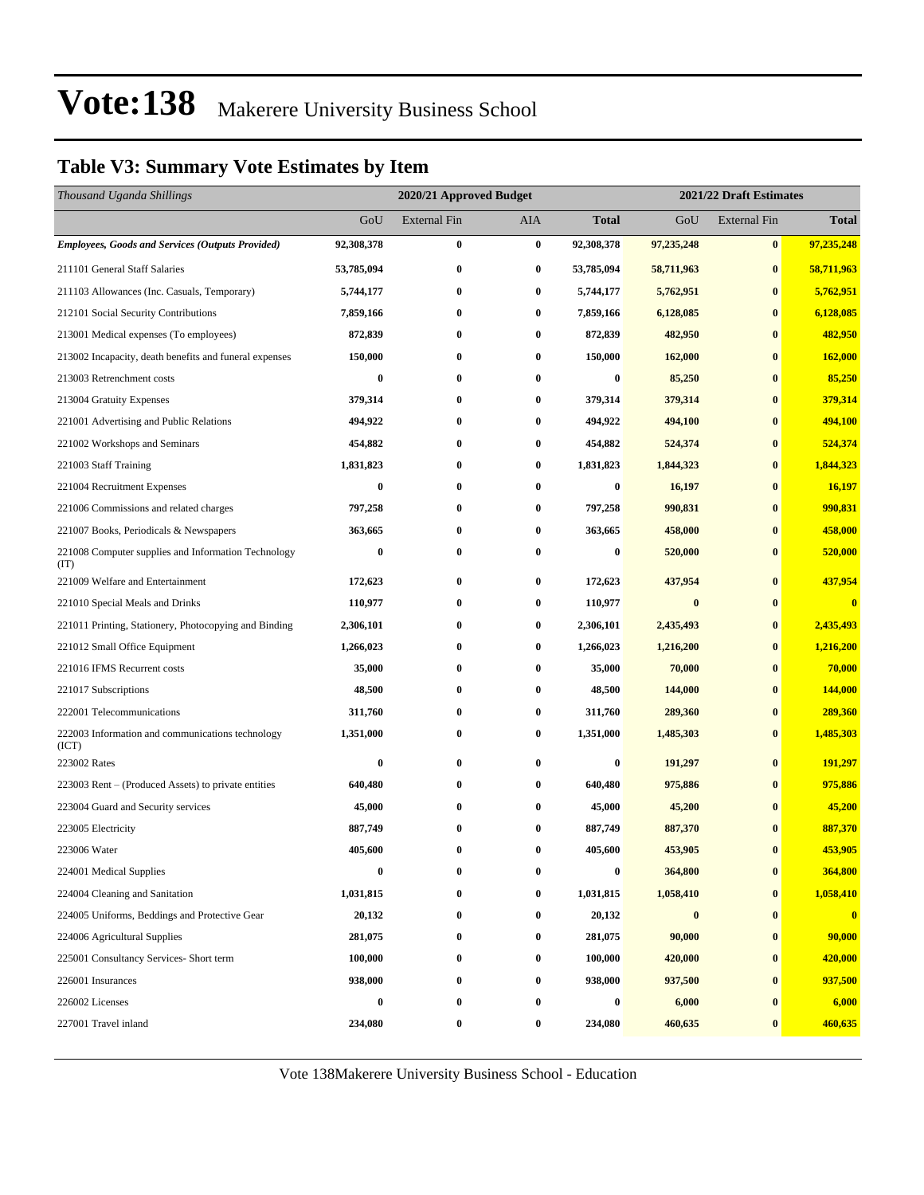# Vote:138 Makerere University Business School

## Table V3: Summary Vote Estimates by Item

| *Thousand Uganda Shillings* | 2020/21 Approved Budget | | | | 2021/22 Draft Estimates | | |
|---|---|---|---|---|---|---|---|
| | GoU | External Fin | AIA | **Total** | GoU | External Fin | **Total** |
| ***Employees, Goods and Services (Outputs Provided)*** | **92,308,378** | **0** | **0** | **92,308,378** | **97,235,248** | **0** | **97,235,248** |
| 211101 General Staff Salaries | **53,785,094** | **0** | **0** | **53,785,094** | **58,711,963** | **0** | **58,711,963** |
| 211103 Allowances (Inc. Casuals, Temporary) | **5,744,177** | **0** | **0** | **5,744,177** | **5,762,951** | **0** | **5,762,951** |
| 212101 Social Security Contributions | **7,859,166** | **0** | **0** | **7,859,166** | **6,128,085** | **0** | **6,128,085** |
| 213001 Medical expenses (To employees) | **872,839** | **0** | **0** | **872,839** | **482,950** | **0** | **482,950** |
| 213002 Incapacity, death benefits and funeral expenses | **150,000** | **0** | **0** | **150,000** | **162,000** | **0** | **162,000** |
| 213003 Retrenchment costs | **0** | **0** | **0** | **0** | **85,250** | **0** | **85,250** |
| 213004 Gratuity Expenses | **379,314** | **0** | **0** | **379,314** | **379,314** | **0** | **379,314** |
| 221001 Advertising and Public Relations | **494,922** | **0** | **0** | **494,922** | **494,100** | **0** | **494,100** |
| 221002 Workshops and Seminars | **454,882** | **0** | **0** | **454,882** | **524,374** | **0** | **524,374** |
| 221003 Staff Training | **1,831,823** | **0** | **0** | **1,831,823** | **1,844,323** | **0** | **1,844,323** |
| 221004 Recruitment Expenses | **0** | **0** | **0** | **0** | **16,197** | **0** | **16,197** |
| 221006 Commissions and related charges | **797,258** | **0** | **0** | **797,258** | **990,831** | **0** | **990,831** |
| 221007 Books, Periodicals & Newspapers | **363,665** | **0** | **0** | **363,665** | **458,000** | **0** | **458,000** |
| 221008 Computer supplies and Information Technology (IT) | **0** | **0** | **0** | **0** | **520,000** | **0** | **520,000** |
| 221009 Welfare and Entertainment | **172,623** | **0** | **0** | **172,623** | **437,954** | **0** | **437,954** |
| 221010 Special Meals and Drinks | **110,977** | **0** | **0** | **110,977** | **0** | **0** | **0** |
| 221011 Printing, Stationery, Photocopying and Binding | **2,306,101** | **0** | **0** | **2,306,101** | **2,435,493** | **0** | **2,435,493** |
| 221012 Small Office Equipment | **1,266,023** | **0** | **0** | **1,266,023** | **1,216,200** | **0** | **1,216,200** |
| 221016 IFMS Recurrent costs | **35,000** | **0** | **0** | **35,000** | **70,000** | **0** | **70,000** |
| 221017 Subscriptions | **48,500** | **0** | **0** | **48,500** | **144,000** | **0** | **144,000** |
| 222001 Telecommunications | **311,760** | **0** | **0** | **311,760** | **289,360** | **0** | **289,360** |
| 222003 Information and communications technology (ICT) | **1,351,000** | **0** | **0** | **1,351,000** | **1,485,303** | **0** | **1,485,303** |
| 223002 Rates | **0** | **0** | **0** | **0** | **191,297** | **0** | **191,297** |
| 223003 Rent – (Produced Assets) to private entities | **640,480** | **0** | **0** | **640,480** | **975,886** | **0** | **975,886** |
| 223004 Guard and Security services | **45,000** | **0** | **0** | **45,000** | **45,200** | **0** | **45,200** |
| 223005 Electricity | **887,749** | **0** | **0** | **887,749** | **887,370** | **0** | **887,370** |
| 223006 Water | **405,600** | **0** | **0** | **405,600** | **453,905** | **0** | **453,905** |
| 224001 Medical Supplies | **0** | **0** | **0** | **0** | **364,800** | **0** | **364,800** |
| 224004 Cleaning and Sanitation | **1,031,815** | **0** | **0** | **1,031,815** | **1,058,410** | **0** | **1,058,410** |
| 224005 Uniforms, Beddings and Protective Gear | **20,132** | **0** | **0** | **20,132** | **0** | **0** | **0** |
| 224006 Agricultural Supplies | **281,075** | **0** | **0** | **281,075** | **90,000** | **0** | **90,000** |
| 225001 Consultancy Services- Short term | **100,000** | **0** | **0** | **100,000** | **420,000** | **0** | **420,000** |
| 226001 Insurances | **938,000** | **0** | **0** | **938,000** | **937,500** | **0** | **937,500** |
| 226002 Licenses | **0** | **0** | **0** | **0** | **6,000** | **0** | **6,000** |
| 227001 Travel inland | **234,080** | **0** | **0** | **234,080** | **460,635** | **0** | **460,635** |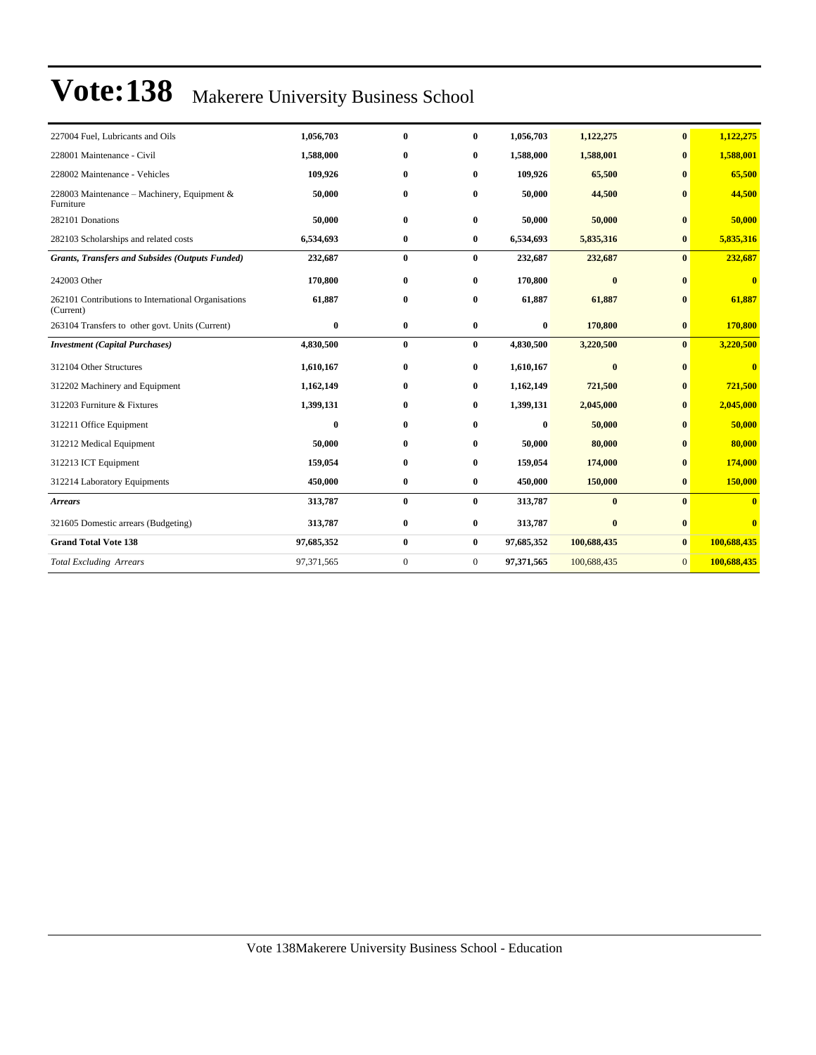# Vote:138 Makerere University Business School

| | | | | | | | |
|---|---|---|---|---|---|---|---|
| 227004 Fuel, Lubricants and Oils | **1,056,703** | **0** | **0** | **1,056,703** | **1,122,275** | **0** | **1,122,275** |
| 228001 Maintenance - Civil | **1,588,000** | **0** | **0** | **1,588,000** | **1,588,001** | **0** | **1,588,001** |
| 228002 Maintenance - Vehicles | **109,926** | **0** | **0** | **109,926** | **65,500** | **0** | **65,500** |
| 228003 Maintenance – Machinery, Equipment & Furniture | **50,000** | **0** | **0** | **50,000** | **44,500** | **0** | **44,500** |
| 282101 Donations | **50,000** | **0** | **0** | **50,000** | **50,000** | **0** | **50,000** |
| 282103 Scholarships and related costs | **6,534,693** | **0** | **0** | **6,534,693** | **5,835,316** | **0** | **5,835,316** |
| ***Grants, Transfers and Subsides (Outputs Funded)*** | **232,687** | **0** | **0** | **232,687** | **232,687** | **0** | **232,687** |
| 242003 Other | **170,800** | **0** | **0** | **170,800** | **0** | **0** | **0** |
| 262101 Contributions to International Organisations (Current) | **61,887** | **0** | **0** | **61,887** | **61,887** | **0** | **61,887** |
| 263104 Transfers to other govt. Units (Current) | **0** | **0** | **0** | **0** | **170,800** | **0** | **170,800** |
| ***Investment (Capital Purchases)*** | **4,830,500** | **0** | **0** | **4,830,500** | **3,220,500** | **0** | **3,220,500** |
| 312104 Other Structures | **1,610,167** | **0** | **0** | **1,610,167** | **0** | **0** | **0** |
| 312202 Machinery and Equipment | **1,162,149** | **0** | **0** | **1,162,149** | **721,500** | **0** | **721,500** |
| 312203 Furniture & Fixtures | **1,399,131** | **0** | **0** | **1,399,131** | **2,045,000** | **0** | **2,045,000** |
| 312211 Office Equipment | **0** | **0** | **0** | **0** | **50,000** | **0** | **50,000** |
| 312212 Medical Equipment | **50,000** | **0** | **0** | **50,000** | **80,000** | **0** | **80,000** |
| 312213 ICT Equipment | **159,054** | **0** | **0** | **159,054** | **174,000** | **0** | **174,000** |
| 312214 Laboratory Equipments | **450,000** | **0** | **0** | **450,000** | **150,000** | **0** | **150,000** |
| ***Arrears*** | **313,787** | **0** | **0** | **313,787** | **0** | **0** | **0** |
| 321605 Domestic arrears (Budgeting) | **313,787** | **0** | **0** | **313,787** | **0** | **0** | **0** |
| **Grand Total Vote 138** | **97,685,352** | **0** | **0** | **97,685,352** | **100,688,435** | **0** | **100,688,435** |
| *Total Excluding Arrears* | 97,371,565 | 0 | 0 | **97,371,565** | 100,688,435 | 0 | **100,688,435** |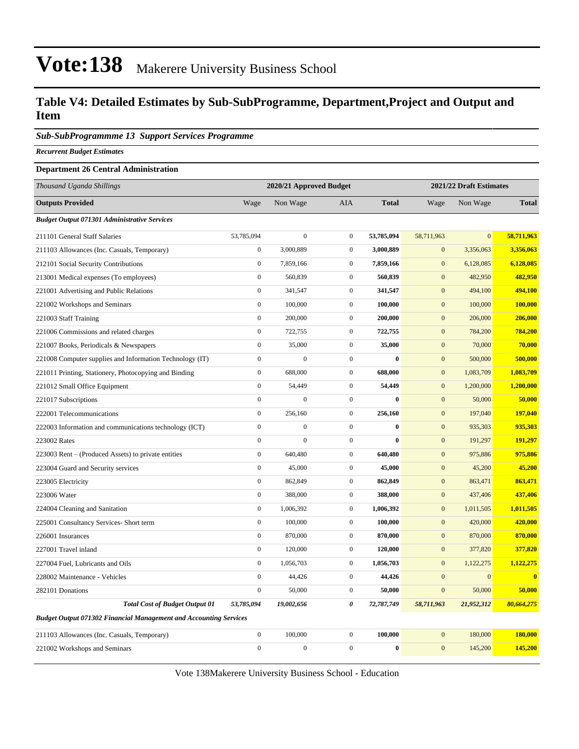# Vote:138 Makerere University Business School

## Table V4: Detailed Estimates by Sub-SubProgramme, Department,Project and Output and Item

### *Sub-SubProgrammme 13 Support Services Programme*

***Recurrent Budget Estimates***

**Department 26 Central Administration**

| *Thousand Uganda Shillings* | 2020/21 Approved Budget | | | | 2021/22 Draft Estimates | | |
|---|---|---|---|---|---|---|---|
| **Outputs Provided** | Wage | Non Wage | AIA | **Total** | Wage | Non Wage | **Total** |
| ***Budget Output 071301 Administrative Services*** | | | | | | | |
| 211101 General Staff Salaries | 53,785,094 | 0 | 0 | **53,785,094** | 58,711,963 | 0 | **58,711,963** |
| 211103 Allowances (Inc. Casuals, Temporary) | 0 | 3,000,889 | 0 | **3,000,889** | 0 | 3,356,063 | **3,356,063** |
| 212101 Social Security Contributions | 0 | 7,859,166 | 0 | **7,859,166** | 0 | 6,128,085 | **6,128,085** |
| 213001 Medical expenses (To employees) | 0 | 560,839 | 0 | **560,839** | 0 | 482,950 | **482,950** |
| 221001 Advertising and Public Relations | 0 | 341,547 | 0 | **341,547** | 0 | 494,100 | **494,100** |
| 221002 Workshops and Seminars | 0 | 100,000 | 0 | **100,000** | 0 | 100,000 | **100,000** |
| 221003 Staff Training | 0 | 200,000 | 0 | **200,000** | 0 | 206,000 | **206,000** |
| 221006 Commissions and related charges | 0 | 722,755 | 0 | **722,755** | 0 | 784,200 | **784,200** |
| 221007 Books, Periodicals & Newspapers | 0 | 35,000 | 0 | **35,000** | 0 | 70,000 | **70,000** |
| 221008 Computer supplies and Information Technology (IT) | 0 | 0 | 0 | **0** | 0 | 500,000 | **500,000** |
| 221011 Printing, Stationery, Photocopying and Binding | 0 | 688,000 | 0 | **688,000** | 0 | 1,083,709 | **1,083,709** |
| 221012 Small Office Equipment | 0 | 54,449 | 0 | **54,449** | 0 | 1,200,000 | **1,200,000** |
| 221017 Subscriptions | 0 | 0 | 0 | **0** | 0 | 50,000 | **50,000** |
| 222001 Telecommunications | 0 | 256,160 | 0 | **256,160** | 0 | 197,040 | **197,040** |
| 222003 Information and communications technology (ICT) | 0 | 0 | 0 | **0** | 0 | 935,303 | **935,303** |
| 223002 Rates | 0 | 0 | 0 | **0** | 0 | 191,297 | **191,297** |
| 223003 Rent – (Produced Assets) to private entities | 0 | 640,480 | 0 | **640,480** | 0 | 975,886 | **975,886** |
| 223004 Guard and Security services | 0 | 45,000 | 0 | **45,000** | 0 | 45,200 | **45,200** |
| 223005 Electricity | 0 | 862,849 | 0 | **862,849** | 0 | 863,471 | **863,471** |
| 223006 Water | 0 | 388,000 | 0 | **388,000** | 0 | 437,406 | **437,406** |
| 224004 Cleaning and Sanitation | 0 | 1,006,392 | 0 | **1,006,392** | 0 | 1,011,505 | **1,011,505** |
| 225001 Consultancy Services- Short term | 0 | 100,000 | 0 | **100,000** | 0 | 420,000 | **420,000** |
| 226001 Insurances | 0 | 870,000 | 0 | **870,000** | 0 | 870,000 | **870,000** |
| 227001 Travel inland | 0 | 120,000 | 0 | **120,000** | 0 | 377,820 | **377,820** |
| 227004 Fuel, Lubricants and Oils | 0 | 1,056,703 | 0 | **1,056,703** | 0 | 1,122,275 | **1,122,275** |
| 228002 Maintenance - Vehicles | 0 | 44,426 | 0 | **44,426** | 0 | 0 | **0** |
| 282101 Donations | 0 | 50,000 | 0 | **50,000** | 0 | 50,000 | **50,000** |
| ***Total Cost of Budget Output 01*** | ***53,785,094*** | ***19,002,656*** | ***0*** | ***72,787,749*** | ***58,711,963*** | ***21,952,312*** | ***80,664,275*** |
| ***Budget Output 071302 Financial Management and Accounting Services*** | | | | | | | |
| 211103 Allowances (Inc. Casuals, Temporary) | 0 | 100,000 | 0 | **100,000** | 0 | 180,000 | **180,000** |
| 221002 Workshops and Seminars | 0 | 0 | 0 | **0** | 0 | 145,200 | **145,200** |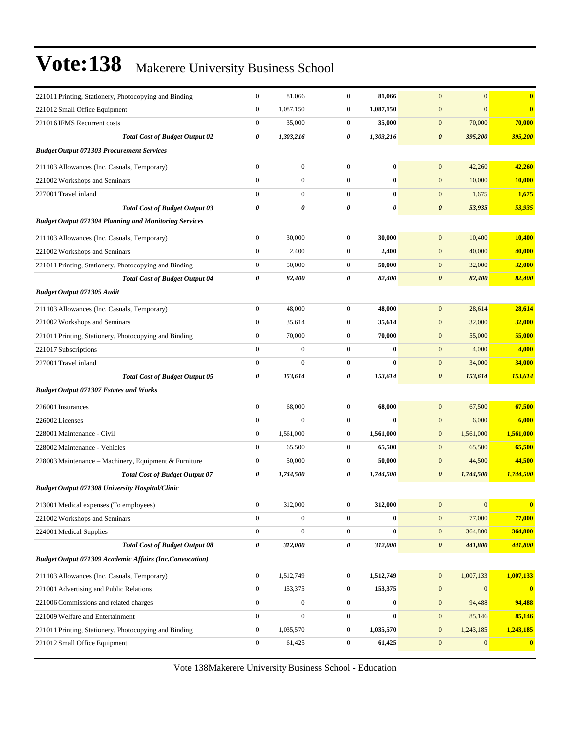# Vote:138 Makerere University Business School

| | | | | | | | |
|---|---|---|---|---|---|---|---|
| 221011 Printing, Stationery, Photocopying and Binding | 0 | 81,066 | 0 | **81,066** | 0 | 0 | **0** |
| 221012 Small Office Equipment | 0 | 1,087,150 | 0 | **1,087,150** | 0 | 0 | **0** |
| 221016 IFMS Recurrent costs | 0 | 35,000 | 0 | **35,000** | 0 | 70,000 | **70,000** |
| ***Total Cost of Budget Output 02*** | ***0*** | ***1,303,216*** | ***0*** | ***1,303,216*** | ***0*** | ***395,200*** | ***395,200*** |
| ***Budget Output 071303 Procurement Services*** | | | | | | | |
| 211103 Allowances (Inc. Casuals, Temporary) | 0 | 0 | 0 | **0** | 0 | 42,260 | **42,260** |
| 221002 Workshops and Seminars | 0 | 0 | 0 | **0** | 0 | 10,000 | **10,000** |
| 227001 Travel inland | 0 | 0 | 0 | **0** | 0 | 1,675 | **1,675** |
| ***Total Cost of Budget Output 03*** | ***0*** | ***0*** | ***0*** | ***0*** | ***0*** | ***53,935*** | ***53,935*** |
| ***Budget Output 071304 Planning and Monitoring Services*** | | | | | | | |
| 211103 Allowances (Inc. Casuals, Temporary) | 0 | 30,000 | 0 | **30,000** | 0 | 10,400 | **10,400** |
| 221002 Workshops and Seminars | 0 | 2,400 | 0 | **2,400** | 0 | 40,000 | **40,000** |
| 221011 Printing, Stationery, Photocopying and Binding | 0 | 50,000 | 0 | **50,000** | 0 | 32,000 | **32,000** |
| ***Total Cost of Budget Output 04*** | ***0*** | ***82,400*** | ***0*** | ***82,400*** | ***0*** | ***82,400*** | ***82,400*** |
| ***Budget Output 071305 Audit*** | | | | | | | |
| 211103 Allowances (Inc. Casuals, Temporary) | 0 | 48,000 | 0 | **48,000** | 0 | 28,614 | **28,614** |
| 221002 Workshops and Seminars | 0 | 35,614 | 0 | **35,614** | 0 | 32,000 | **32,000** |
| 221011 Printing, Stationery, Photocopying and Binding | 0 | 70,000 | 0 | **70,000** | 0 | 55,000 | **55,000** |
| 221017 Subscriptions | 0 | 0 | 0 | **0** | 0 | 4,000 | **4,000** |
| 227001 Travel inland | 0 | 0 | 0 | **0** | 0 | 34,000 | **34,000** |
| ***Total Cost of Budget Output 05*** | ***0*** | ***153,614*** | ***0*** | ***153,614*** | ***0*** | ***153,614*** | ***153,614*** |
| ***Budget Output 071307 Estates and Works*** | | | | | | | |
| 226001 Insurances | 0 | 68,000 | 0 | **68,000** | 0 | 67,500 | **67,500** |
| 226002 Licenses | 0 | 0 | 0 | **0** | 0 | 6,000 | **6,000** |
| 228001 Maintenance - Civil | 0 | 1,561,000 | 0 | **1,561,000** | 0 | 1,561,000 | **1,561,000** |
| 228002 Maintenance - Vehicles | 0 | 65,500 | 0 | **65,500** | 0 | 65,500 | **65,500** |
| 228003 Maintenance – Machinery, Equipment & Furniture | 0 | 50,000 | 0 | **50,000** | 0 | 44,500 | **44,500** |
| ***Total Cost of Budget Output 07*** | ***0*** | ***1,744,500*** | ***0*** | ***1,744,500*** | ***0*** | ***1,744,500*** | ***1,744,500*** |
| ***Budget Output 071308 University Hospital/Clinic*** | | | | | | | |
| 213001 Medical expenses (To employees) | 0 | 312,000 | 0 | **312,000** | 0 | 0 | **0** |
| 221002 Workshops and Seminars | 0 | 0 | 0 | **0** | 0 | 77,000 | **77,000** |
| 224001 Medical Supplies | 0 | 0 | 0 | **0** | 0 | 364,800 | **364,800** |
| ***Total Cost of Budget Output 08*** | ***0*** | ***312,000*** | ***0*** | ***312,000*** | ***0*** | ***441,800*** | ***441,800*** |
| ***Budget Output 071309 Academic Affairs (Inc.Convocation)*** | | | | | | | |
| 211103 Allowances (Inc. Casuals, Temporary) | 0 | 1,512,749 | 0 | **1,512,749** | 0 | 1,007,133 | **1,007,133** |
| 221001 Advertising and Public Relations | 0 | 153,375 | 0 | **153,375** | 0 | 0 | **0** |
| 221006 Commissions and related charges | 0 | 0 | 0 | **0** | 0 | 94,488 | **94,488** |
| 221009 Welfare and Entertainment | 0 | 0 | 0 | **0** | 0 | 85,146 | **85,146** |
| 221011 Printing, Stationery, Photocopying and Binding | 0 | 1,035,570 | 0 | **1,035,570** | 0 | 1,243,185 | **1,243,185** |
| 221012 Small Office Equipment | 0 | 61,425 | 0 | **61,425** | 0 | 0 | **0** |

Vote 138Makerere University Business School - Education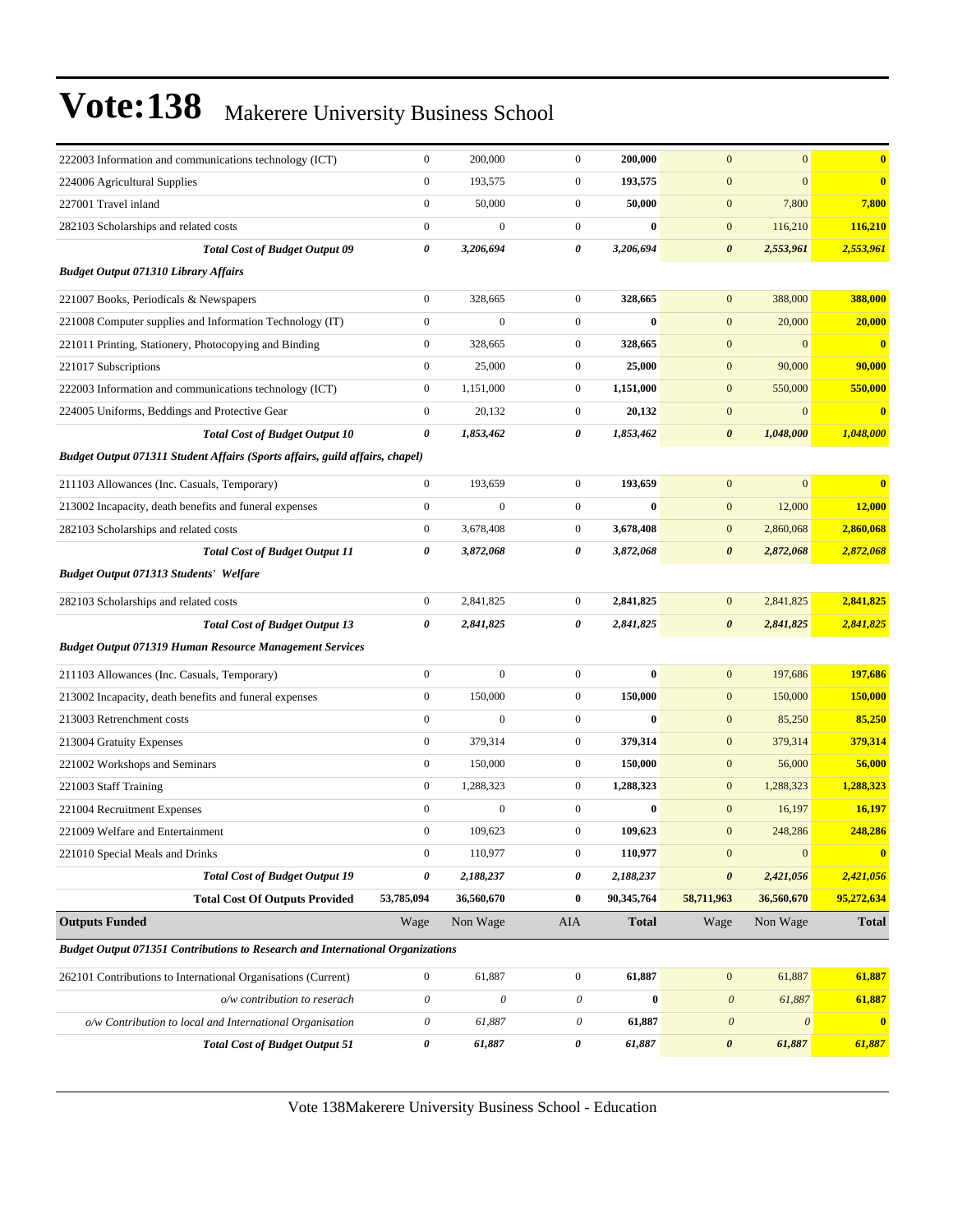# Vote:138 Makerere University Business School

| | | | | | | | |
|---|---|---|---|---|---|---|---|
| 222003 Information and communications technology (ICT) | 0 | 200,000 | 0 | **200,000** | 0 | 0 | **0** |
| 224006 Agricultural Supplies | 0 | 193,575 | 0 | **193,575** | 0 | 0 | **0** |
| 227001 Travel inland | 0 | 50,000 | 0 | **50,000** | 0 | 7,800 | **7,800** |
| 282103 Scholarships and related costs | 0 | 0 | 0 | **0** | 0 | 116,210 | **116,210** |
| ***Total Cost of Budget Output 09*** | ***0*** | ***3,206,694*** | ***0*** | ***3,206,694*** | ***0*** | ***2,553,961*** | ***2,553,961*** |
| ***Budget Output 071310 Library Affairs*** | | | | | | | |
| 221007 Books, Periodicals & Newspapers | 0 | 328,665 | 0 | **328,665** | 0 | 388,000 | **388,000** |
| 221008 Computer supplies and Information Technology (IT) | 0 | 0 | 0 | **0** | 0 | 20,000 | **20,000** |
| 221011 Printing, Stationery, Photocopying and Binding | 0 | 328,665 | 0 | **328,665** | 0 | 0 | **0** |
| 221017 Subscriptions | 0 | 25,000 | 0 | **25,000** | 0 | 90,000 | **90,000** |
| 222003 Information and communications technology (ICT) | 0 | 1,151,000 | 0 | **1,151,000** | 0 | 550,000 | **550,000** |
| 224005 Uniforms, Beddings and Protective Gear | 0 | 20,132 | 0 | **20,132** | 0 | 0 | **0** |
| ***Total Cost of Budget Output 10*** | ***0*** | ***1,853,462*** | ***0*** | ***1,853,462*** | ***0*** | ***1,048,000*** | ***1,048,000*** |
| ***Budget Output 071311 Student Affairs (Sports affairs, guild affairs, chapel)*** | | | | | | | |
| 211103 Allowances (Inc. Casuals, Temporary) | 0 | 193,659 | 0 | **193,659** | 0 | 0 | **0** |
| 213002 Incapacity, death benefits and funeral expenses | 0 | 0 | 0 | **0** | 0 | 12,000 | **12,000** |
| 282103 Scholarships and related costs | 0 | 3,678,408 | 0 | **3,678,408** | 0 | 2,860,068 | **2,860,068** |
| ***Total Cost of Budget Output 11*** | ***0*** | ***3,872,068*** | ***0*** | ***3,872,068*** | ***0*** | ***2,872,068*** | ***2,872,068*** |
| ***Budget Output 071313 Students' Welfare*** | | | | | | | |
| 282103 Scholarships and related costs | 0 | 2,841,825 | 0 | **2,841,825** | 0 | 2,841,825 | **2,841,825** |
| ***Total Cost of Budget Output 13*** | ***0*** | ***2,841,825*** | ***0*** | ***2,841,825*** | ***0*** | ***2,841,825*** | ***2,841,825*** |
| ***Budget Output 071319 Human Resource Management Services*** | | | | | | | |
| 211103 Allowances (Inc. Casuals, Temporary) | 0 | 0 | 0 | **0** | 0 | 197,686 | **197,686** |
| 213002 Incapacity, death benefits and funeral expenses | 0 | 150,000 | 0 | **150,000** | 0 | 150,000 | **150,000** |
| 213003 Retrenchment costs | 0 | 0 | 0 | **0** | 0 | 85,250 | **85,250** |
| 213004 Gratuity Expenses | 0 | 379,314 | 0 | **379,314** | 0 | 379,314 | **379,314** |
| 221002 Workshops and Seminars | 0 | 150,000 | 0 | **150,000** | 0 | 56,000 | **56,000** |
| 221003 Staff Training | 0 | 1,288,323 | 0 | **1,288,323** | 0 | 1,288,323 | **1,288,323** |
| 221004 Recruitment Expenses | 0 | 0 | 0 | **0** | 0 | 16,197 | **16,197** |
| 221009 Welfare and Entertainment | 0 | 109,623 | 0 | **109,623** | 0 | 248,286 | **248,286** |
| 221010 Special Meals and Drinks | 0 | 110,977 | 0 | **110,977** | 0 | 0 | **0** |
| ***Total Cost of Budget Output 19*** | ***0*** | ***2,188,237*** | ***0*** | ***2,188,237*** | ***0*** | ***2,421,056*** | ***2,421,056*** |
| **Total Cost Of Outputs Provided** | **53,785,094** | **36,560,670** | **0** | **90,345,764** | **58,711,963** | **36,560,670** | **95,272,634** |
| **Outputs Funded** | Wage | Non Wage | AIA | **Total** | Wage | Non Wage | **Total** |
| ***Budget Output 071351 Contributions to Research and International Organizations*** | | | | | | | |
| 262101 Contributions to International Organisations (Current) | 0 | 61,887 | 0 | **61,887** | 0 | 61,887 | **61,887** |
| *o/w contribution to reserach* | *0* | *0* | *0* | **0** | *0* | *61,887* | **61,887** |
| *o/w Contribution to local and International Organisation* | *0* | *61,887* | *0* | **61,887** | *0* | *0* | **0** |
| ***Total Cost of Budget Output 51*** | ***0*** | ***61,887*** | ***0*** | ***61,887*** | ***0*** | ***61,887*** | ***61,887*** |

Vote 138Makerere University Business School - Education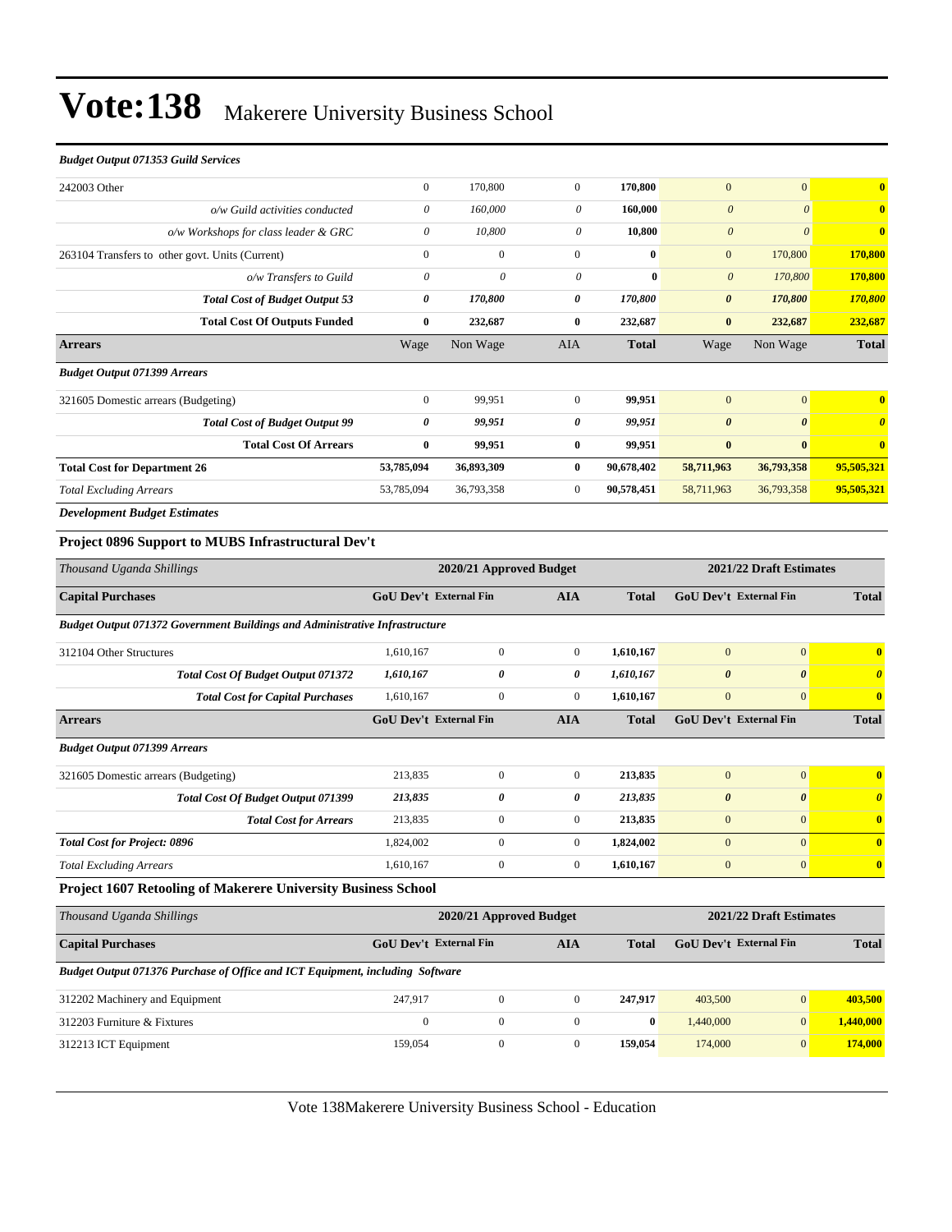# Vote:138 Makerere University Business School

***Budget Output 071353 Guild Services***

| | | | | | | | |
|---|---|---|---|---|---|---|---|
| 242003 Other | 0 | 170,800 | 0 | **170,800** | 0 | 0 | **0** |
| *o/w Guild activities conducted* | *0* | *160,000* | *0* | **160,000** | *0* | *0* | **0** |
| *o/w Workshops for class leader & GRC* | *0* | *10,800* | *0* | **10,800** | *0* | *0* | **0** |
| 263104 Transfers to other govt. Units (Current) | 0 | 0 | 0 | **0** | 0 | 170,800 | **170,800** |
| *o/w Transfers to Guild* | *0* | *0* | *0* | **0** | *0* | *170,800* | **170,800** |
| ***Total Cost of Budget Output 53*** | ***0*** | ***170,800*** | ***0*** | ***170,800*** | ***0*** | ***170,800*** | ***170,800*** |
| **Total Cost Of Outputs Funded** | **0** | **232,687** | **0** | **232,687** | **0** | **232,687** | **232,687** |
| **Arrears** | Wage | Non Wage | AIA | **Total** | Wage | Non Wage | **Total** |
| ***Budget Output 071399 Arrears*** | | | | | | | |
| 321605 Domestic arrears (Budgeting) | 0 | 99,951 | 0 | **99,951** | 0 | 0 | **0** |
| ***Total Cost of Budget Output 99*** | ***0*** | ***99,951*** | ***0*** | ***99,951*** | ***0*** | ***0*** | ***0*** |
| **Total Cost Of Arrears** | **0** | **99,951** | **0** | **99,951** | **0** | **0** | **0** |
| **Total Cost for Department 26** | **53,785,094** | **36,893,309** | **0** | **90,678,402** | **58,711,963** | **36,793,358** | **95,505,321** |
| *Total Excluding Arrears* | 53,785,094 | 36,793,358 | 0 | **90,578,451** | 58,711,963 | 36,793,358 | **95,505,321** |

***Development Budget Estimates***

### Project 0896 Support to MUBS Infrastructural Dev't

| *Thousand Uganda Shillings* | 2020/21 Approved Budget | | | | 2021/22 Draft Estimates | | |
|---|---|---|---|---|---|---|---|
| **Capital Purchases** | **GoU Dev't** | **External Fin** | **AIA** | **Total** | **GoU Dev't** | **External Fin** | **Total** |
| ***Budget Output 071372 Government Buildings and Administrative Infrastructure*** | | | | | | | |
| 312104 Other Structures | 1,610,167 | 0 | 0 | **1,610,167** | 0 | 0 | **0** |
| ***Total Cost Of Budget Output 071372*** | ***1,610,167*** | ***0*** | ***0*** | ***1,610,167*** | ***0*** | ***0*** | ***0*** |
| ***Total Cost for Capital Purchases*** | 1,610,167 | 0 | 0 | **1,610,167** | 0 | 0 | **0** |
| **Arrears** | **GoU Dev't** | **External Fin** | **AIA** | **Total** | **GoU Dev't** | **External Fin** | **Total** |
| ***Budget Output 071399 Arrears*** | | | | | | | |
| 321605 Domestic arrears (Budgeting) | 213,835 | 0 | 0 | **213,835** | 0 | 0 | **0** |
| ***Total Cost Of Budget Output 071399*** | ***213,835*** | ***0*** | ***0*** | ***213,835*** | ***0*** | ***0*** | ***0*** |
| ***Total Cost for Arrears*** | 213,835 | 0 | 0 | **213,835** | 0 | 0 | **0** |
| ***Total Cost for Project: 0896*** | 1,824,002 | 0 | 0 | **1,824,002** | 0 | 0 | **0** |
| *Total Excluding Arrears* | 1,610,167 | 0 | 0 | **1,610,167** | 0 | 0 | **0** |

### Project 1607 Retooling of Makerere University Business School

| *Thousand Uganda Shillings* | 2020/21 Approved Budget | | | | 2021/22 Draft Estimates | | |
|---|---|---|---|---|---|---|---|
| **Capital Purchases** | **GoU Dev't** | **External Fin** | **AIA** | **Total** | **GoU Dev't** | **External Fin** | **Total** |
| ***Budget Output 071376 Purchase of Office and ICT Equipment, including Software*** | | | | | | | |
| 312202 Machinery and Equipment | 247,917 | 0 | 0 | **247,917** | 403,500 | 0 | **403,500** |
| 312203 Furniture & Fixtures | 0 | 0 | 0 | **0** | 1,440,000 | 0 | **1,440,000** |
| 312213 ICT Equipment | 159,054 | 0 | 0 | **159,054** | 174,000 | 0 | **174,000** |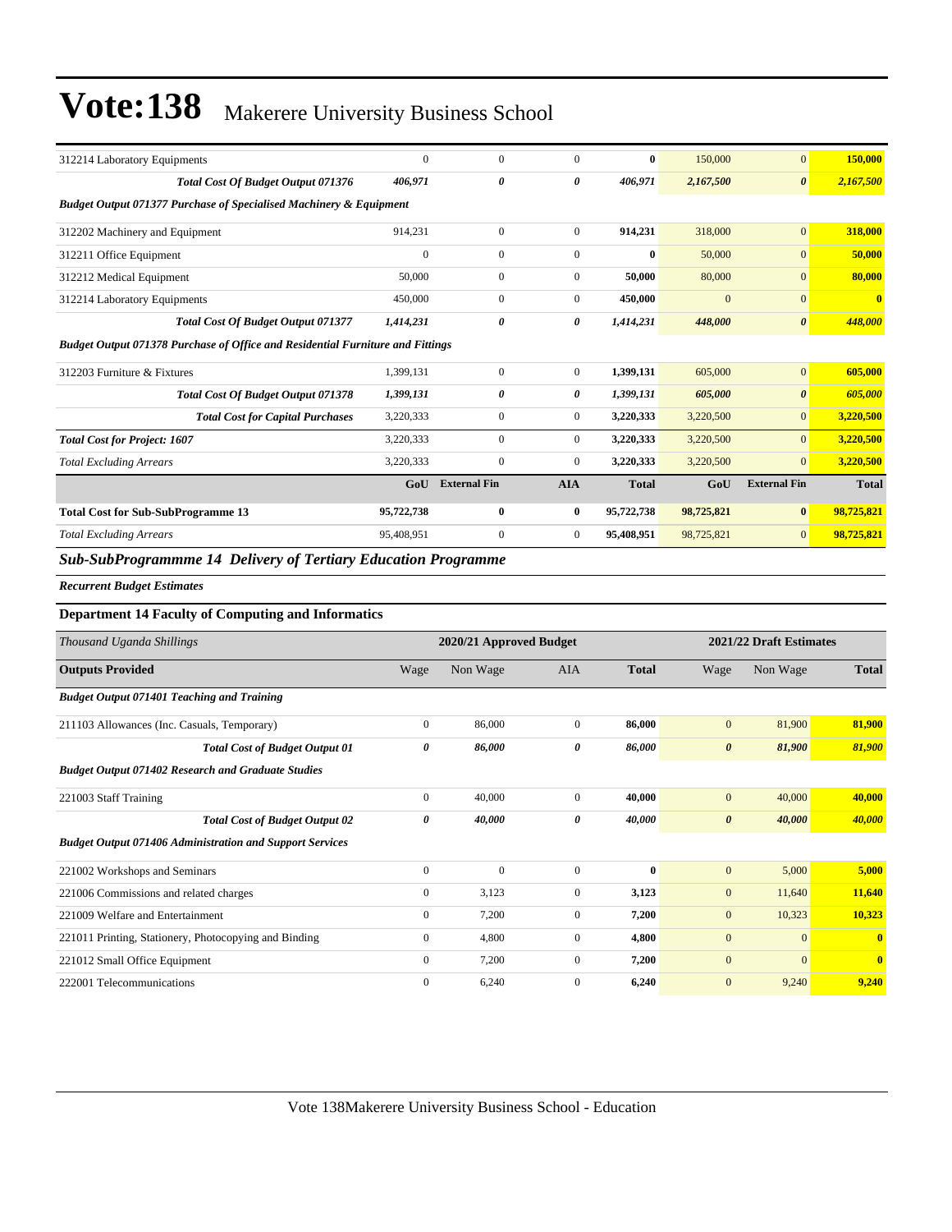| | | | | | | | |
|---|---|---|---|---|---|---|---|
| 312214 Laboratory Equipments | 0 | 0 | 0 | **0** | 150,000 | 0 | **150,000** |
| ***Total Cost Of Budget Output 071376*** | ***406,971*** | ***0*** | ***0*** | ***406,971*** | ***2,167,500*** | ***0*** | ***2,167,500*** |
| ***Budget Output 071377 Purchase of Specialised Machinery & Equipment*** | | | | | | | |
| 312202 Machinery and Equipment | 914,231 | 0 | 0 | **914,231** | 318,000 | 0 | **318,000** |
| 312211 Office Equipment | 0 | 0 | 0 | **0** | 50,000 | 0 | **50,000** |
| 312212 Medical Equipment | 50,000 | 0 | 0 | **50,000** | 80,000 | 0 | **80,000** |
| 312214 Laboratory Equipments | 450,000 | 0 | 0 | **450,000** | 0 | 0 | **0** |
| ***Total Cost Of Budget Output 071377*** | ***1,414,231*** | ***0*** | ***0*** | ***1,414,231*** | ***448,000*** | ***0*** | ***448,000*** |
| ***Budget Output 071378 Purchase of Office and Residential Furniture and Fittings*** | | | | | | | |
| 312203 Furniture & Fixtures | 1,399,131 | 0 | 0 | **1,399,131** | 605,000 | 0 | **605,000** |
| ***Total Cost Of Budget Output 071378*** | ***1,399,131*** | ***0*** | ***0*** | ***1,399,131*** | ***605,000*** | ***0*** | ***605,000*** |
| ***Total Cost for Capital Purchases*** | 3,220,333 | 0 | 0 | **3,220,333** | 3,220,500 | 0 | **3,220,500** |
| ***Total Cost for Project: 1607*** | 3,220,333 | 0 | 0 | **3,220,333** | 3,220,500 | 0 | **3,220,500** |
| *Total Excluding Arrears* | 3,220,333 | 0 | 0 | **3,220,333** | 3,220,500 | 0 | **3,220,500** |
| | **GoU** | **External Fin** | **AIA** | **Total** | **GoU** | **External Fin** | **Total** |
| **Total Cost for Sub-SubProgramme 13** | **95,722,738** | **0** | **0** | **95,722,738** | **98,725,821** | **0** | **98,725,821** |
| *Total Excluding Arrears* | 95,408,951 | 0 | 0 | 95,408,951 | 98,725,821 | 0 | **98,725,821** |

### *Sub-SubProgrammme 14 Delivery of Tertiary Education Programme*

***Recurrent Budget Estimates***

**Department 14 Faculty of Computing and Informatics**

| *Thousand Uganda Shillings* | 2020/21 Approved Budget | | | | 2021/22 Draft Estimates | | |
|---|---|---|---|---|---|---|---|
| **Outputs Provided** | Wage | Non Wage | AIA | **Total** | Wage | Non Wage | **Total** |
| ***Budget Output 071401 Teaching and Training*** | | | | | | | |
| 211103 Allowances (Inc. Casuals, Temporary) | 0 | 86,000 | 0 | **86,000** | 0 | 81,900 | **81,900** |
| ***Total Cost of Budget Output 01*** | ***0*** | ***86,000*** | ***0*** | ***86,000*** | ***0*** | ***81,900*** | ***81,900*** |
| ***Budget Output 071402 Research and Graduate Studies*** | | | | | | | |
| 221003 Staff Training | 0 | 40,000 | 0 | **40,000** | 0 | 40,000 | **40,000** |
| ***Total Cost of Budget Output 02*** | ***0*** | ***40,000*** | ***0*** | ***40,000*** | ***0*** | ***40,000*** | ***40,000*** |
| ***Budget Output 071406 Administration and Support Services*** | | | | | | | |
| 221002 Workshops and Seminars | 0 | 0 | 0 | **0** | 0 | 5,000 | **5,000** |
| 221006 Commissions and related charges | 0 | 3,123 | 0 | **3,123** | 0 | 11,640 | **11,640** |
| 221009 Welfare and Entertainment | 0 | 7,200 | 0 | **7,200** | 0 | 10,323 | **10,323** |
| 221011 Printing, Stationery, Photocopying and Binding | 0 | 4,800 | 0 | **4,800** | 0 | 0 | **0** |
| 221012 Small Office Equipment | 0 | 7,200 | 0 | **7,200** | 0 | 0 | **0** |
| 222001 Telecommunications | 0 | 6,240 | 0 | **6,240** | 0 | 9,240 | **9,240** |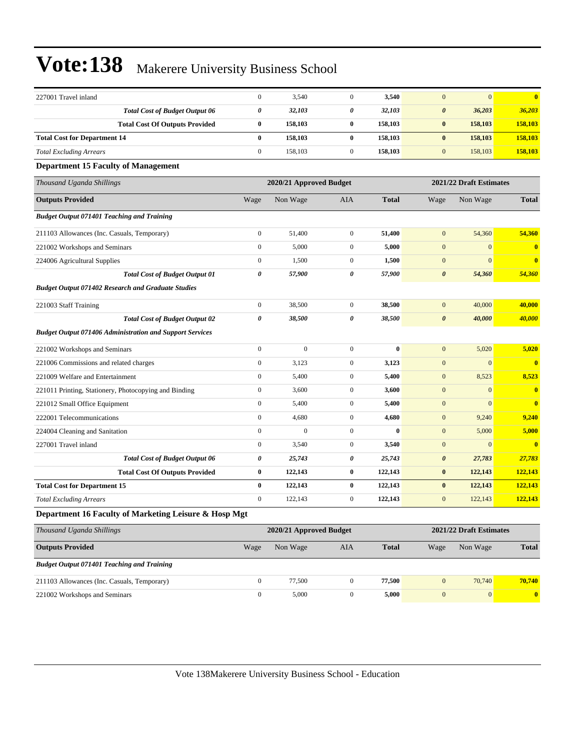| | | | | | | | |
|---|---|---|---|---|---|---|---|
| 227001 Travel inland | 0 | 3,540 | 0 | **3,540** | 0 | 0 | **0** |
| ***Total Cost of Budget Output 06*** | ***0*** | ***32,103*** | ***0*** | ***32,103*** | ***0*** | ***36,203*** | ***36,203*** |
| **Total Cost Of Outputs Provided** | **0** | **158,103** | **0** | **158,103** | **0** | **158,103** | **158,103** |
| **Total Cost for Department 14** | **0** | **158,103** | **0** | **158,103** | **0** | **158,103** | **158,103** |
| *Total Excluding Arrears* | 0 | 158,103 | 0 | **158,103** | 0 | 158,103 | **158,103** |

**Department 15 Faculty of Management**

| *Thousand Uganda Shillings* | | 2020/21 Approved Budget | | | | 2021/22 Draft Estimates | |
|---|---|---|---|---|---|---|---|
| **Outputs Provided** | Wage | Non Wage | AIA | **Total** | Wage | Non Wage | **Total** |
| ***Budget Output 071401 Teaching and Training*** | | | | | | | |
| 211103 Allowances (Inc. Casuals, Temporary) | 0 | 51,400 | 0 | **51,400** | 0 | 54,360 | **54,360** |
| 221002 Workshops and Seminars | 0 | 5,000 | 0 | **5,000** | 0 | 0 | **0** |
| 224006 Agricultural Supplies | 0 | 1,500 | 0 | **1,500** | 0 | 0 | **0** |
| ***Total Cost of Budget Output 01*** | ***0*** | ***57,900*** | ***0*** | ***57,900*** | ***0*** | ***54,360*** | ***54,360*** |
| ***Budget Output 071402 Research and Graduate Studies*** | | | | | | | |
| 221003 Staff Training | 0 | 38,500 | 0 | **38,500** | 0 | 40,000 | **40,000** |
| ***Total Cost of Budget Output 02*** | ***0*** | ***38,500*** | ***0*** | ***38,500*** | ***0*** | ***40,000*** | ***40,000*** |
| ***Budget Output 071406 Administration and Support Services*** | | | | | | | |
| 221002 Workshops and Seminars | 0 | 0 | 0 | **0** | 0 | 5,020 | **5,020** |
| 221006 Commissions and related charges | 0 | 3,123 | 0 | **3,123** | 0 | 0 | **0** |
| 221009 Welfare and Entertainment | 0 | 5,400 | 0 | **5,400** | 0 | 8,523 | **8,523** |
| 221011 Printing, Stationery, Photocopying and Binding | 0 | 3,600 | 0 | **3,600** | 0 | 0 | **0** |
| 221012 Small Office Equipment | 0 | 5,400 | 0 | **5,400** | 0 | 0 | **0** |
| 222001 Telecommunications | 0 | 4,680 | 0 | **4,680** | 0 | 9,240 | **9,240** |
| 224004 Cleaning and Sanitation | 0 | 0 | 0 | **0** | 0 | 5,000 | **5,000** |
| 227001 Travel inland | 0 | 3,540 | 0 | **3,540** | 0 | 0 | **0** |
| ***Total Cost of Budget Output 06*** | ***0*** | ***25,743*** | ***0*** | ***25,743*** | ***0*** | ***27,783*** | ***27,783*** |
| **Total Cost Of Outputs Provided** | **0** | **122,143** | **0** | **122,143** | **0** | **122,143** | **122,143** |
| **Total Cost for Department 15** | **0** | **122,143** | **0** | **122,143** | **0** | **122,143** | **122,143** |
| *Total Excluding Arrears* | 0 | 122,143 | 0 | **122,143** | 0 | 122,143 | **122,143** |

**Department 16 Faculty of Marketing Leisure & Hosp Mgt**

| *Thousand Uganda Shillings* | | 2020/21 Approved Budget | | | | 2021/22 Draft Estimates | |
|---|---|---|---|---|---|---|---|
| **Outputs Provided** | Wage | Non Wage | AIA | **Total** | Wage | Non Wage | **Total** |
| ***Budget Output 071401 Teaching and Training*** | | | | | | | |
| 211103 Allowances (Inc. Casuals, Temporary) | 0 | 77,500 | 0 | **77,500** | 0 | 70,740 | **70,740** |
| 221002 Workshops and Seminars | 0 | 5,000 | 0 | **5,000** | 0 | 0 | **0** |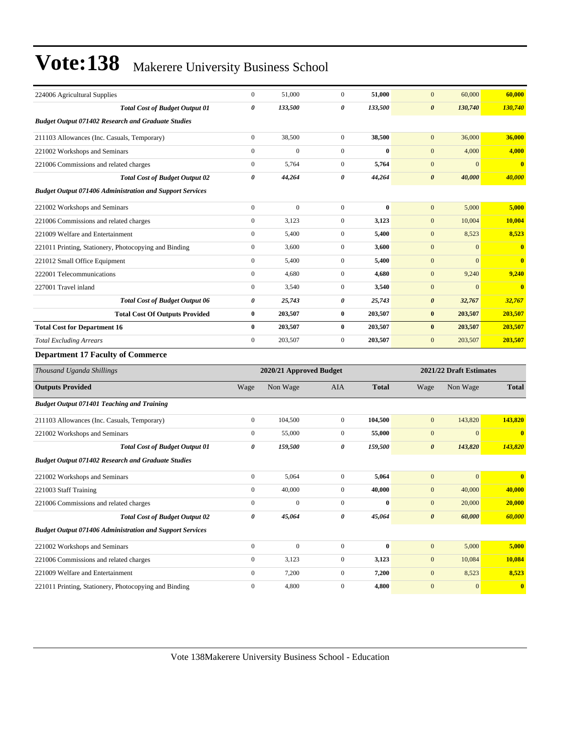| | Wage | Non Wage | AIA | Total | Wage | Non Wage | Total |
|---|---|---|---|---|---|---|---|
| 224006 Agricultural Supplies | 0 | 51,000 | 0 | **51,000** | 0 | 60,000 | **60,000** |
| ***Total Cost of Budget Output 01*** | ***0*** | ***133,500*** | ***0*** | ***133,500*** | ***0*** | ***130,740*** | ***130,740*** |
| ***Budget Output 071402 Research and Graduate Studies*** | | | | | | | |
| 211103 Allowances (Inc. Casuals, Temporary) | 0 | 38,500 | 0 | **38,500** | 0 | 36,000 | **36,000** |
| 221002 Workshops and Seminars | 0 | 0 | 0 | **0** | 0 | 4,000 | **4,000** |
| 221006 Commissions and related charges | 0 | 5,764 | 0 | **5,764** | 0 | 0 | **0** |
| ***Total Cost of Budget Output 02*** | ***0*** | ***44,264*** | ***0*** | ***44,264*** | ***0*** | ***40,000*** | ***40,000*** |
| ***Budget Output 071406 Administration and Support Services*** | | | | | | | |
| 221002 Workshops and Seminars | 0 | 0 | 0 | **0** | 0 | 5,000 | **5,000** |
| 221006 Commissions and related charges | 0 | 3,123 | 0 | **3,123** | 0 | 10,004 | **10,004** |
| 221009 Welfare and Entertainment | 0 | 5,400 | 0 | **5,400** | 0 | 8,523 | **8,523** |
| 221011 Printing, Stationery, Photocopying and Binding | 0 | 3,600 | 0 | **3,600** | 0 | 0 | **0** |
| 221012 Small Office Equipment | 0 | 5,400 | 0 | **5,400** | 0 | 0 | **0** |
| 222001 Telecommunications | 0 | 4,680 | 0 | **4,680** | 0 | 9,240 | **9,240** |
| 227001 Travel inland | 0 | 3,540 | 0 | **3,540** | 0 | 0 | **0** |
| ***Total Cost of Budget Output 06*** | ***0*** | ***25,743*** | ***0*** | ***25,743*** | ***0*** | ***32,767*** | ***32,767*** |
| **Total Cost Of Outputs Provided** | **0** | **203,507** | **0** | **203,507** | **0** | **203,507** | **203,507** |
| **Total Cost for Department 16** | **0** | **203,507** | **0** | **203,507** | **0** | **203,507** | **203,507** |
| *Total Excluding Arrears* | 0 | 203,507 | 0 | 203,507 | 0 | 203,507 | 203,507 |

### Department 17 Faculty of Commerce

| *Thousand Uganda Shillings* | 2020/21 Approved Budget | | | | 2021/22 Draft Estimates | | |
|---|---|---|---|---|---|---|---|
| **Outputs Provided** | Wage | Non Wage | AIA | **Total** | Wage | Non Wage | **Total** |
| ***Budget Output 071401 Teaching and Training*** | | | | | | | |
| 211103 Allowances (Inc. Casuals, Temporary) | 0 | 104,500 | 0 | **104,500** | 0 | 143,820 | **143,820** |
| 221002 Workshops and Seminars | 0 | 55,000 | 0 | **55,000** | 0 | 0 | **0** |
| ***Total Cost of Budget Output 01*** | ***0*** | ***159,500*** | ***0*** | ***159,500*** | ***0*** | ***143,820*** | ***143,820*** |
| ***Budget Output 071402 Research and Graduate Studies*** | | | | | | | |
| 221002 Workshops and Seminars | 0 | 5,064 | 0 | **5,064** | 0 | 0 | **0** |
| 221003 Staff Training | 0 | 40,000 | 0 | **40,000** | 0 | 40,000 | **40,000** |
| 221006 Commissions and related charges | 0 | 0 | 0 | **0** | 0 | 20,000 | **20,000** |
| ***Total Cost of Budget Output 02*** | ***0*** | ***45,064*** | ***0*** | ***45,064*** | ***0*** | ***60,000*** | ***60,000*** |
| ***Budget Output 071406 Administration and Support Services*** | | | | | | | |
| 221002 Workshops and Seminars | 0 | 0 | 0 | **0** | 0 | 5,000 | **5,000** |
| 221006 Commissions and related charges | 0 | 3,123 | 0 | **3,123** | 0 | 10,084 | **10,084** |
| 221009 Welfare and Entertainment | 0 | 7,200 | 0 | **7,200** | 0 | 8,523 | **8,523** |
| 221011 Printing, Stationery, Photocopying and Binding | 0 | 4,800 | 0 | **4,800** | 0 | 0 | **0** |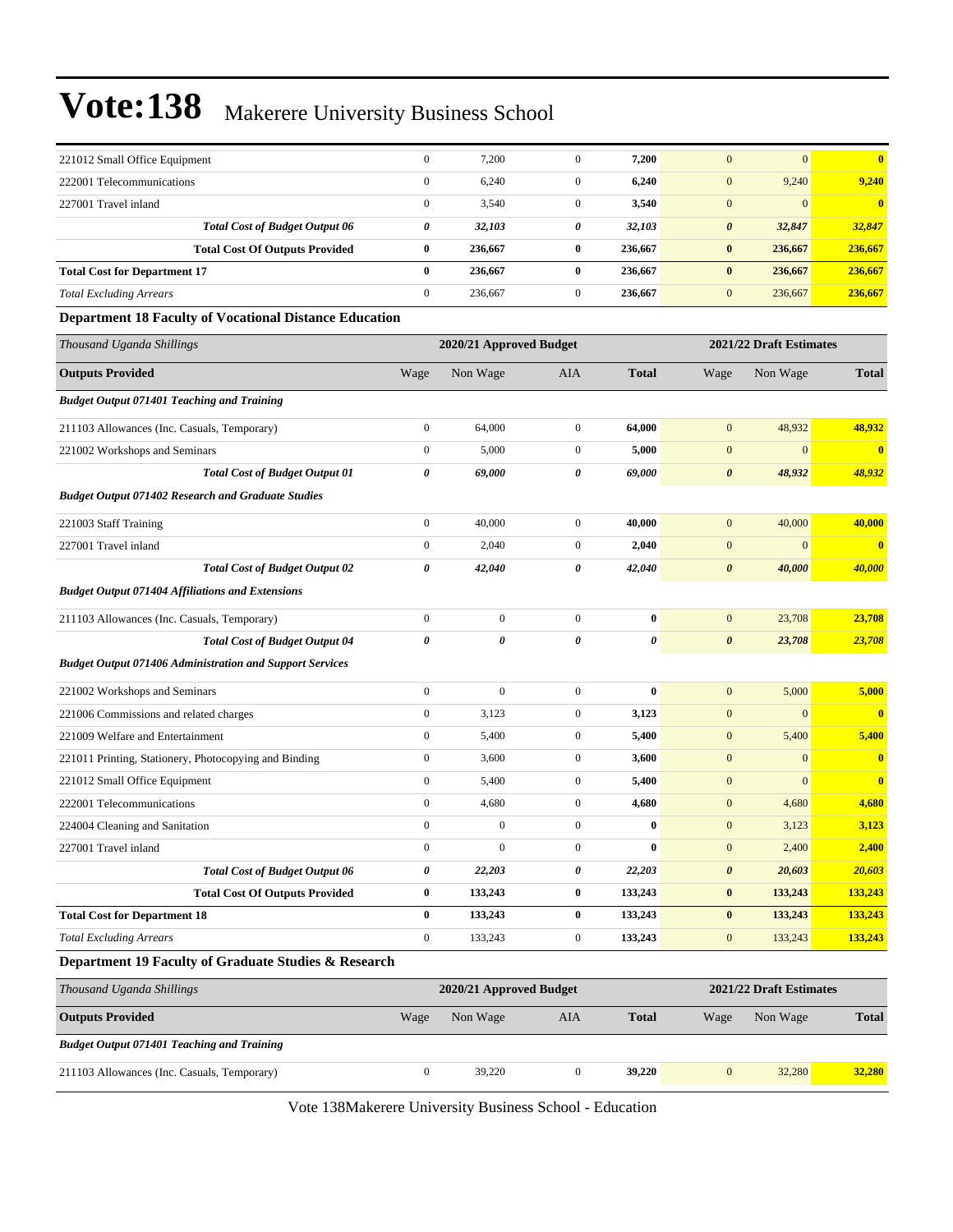| | | | | | | | |
|---|---|---|---|---|---|---|---|
| 221012 Small Office Equipment | 0 | 7,200 | 0 | **7,200** | 0 | 0 | **0** |
| 222001 Telecommunications | 0 | 6,240 | 0 | **6,240** | 0 | 9,240 | **9,240** |
| 227001 Travel inland | 0 | 3,540 | 0 | **3,540** | 0 | 0 | **0** |
| ***Total Cost of Budget Output 06*** | ***0*** | ***32,103*** | ***0*** | ***32,103*** | ***0*** | ***32,847*** | ***32,847*** |
| **Total Cost Of Outputs Provided** | **0** | **236,667** | **0** | **236,667** | **0** | **236,667** | **236,667** |
| **Total Cost for Department 17** | **0** | **236,667** | **0** | **236,667** | **0** | **236,667** | **236,667** |
| *Total Excluding Arrears* | 0 | 236,667 | 0 | **236,667** | 0 | 236,667 | **236,667** |

### Department 18 Faculty of Vocational Distance Education

| *Thousand Uganda Shillings* | 2020/21 Approved Budget | | | | 2021/22 Draft Estimates | | |
|---|---|---|---|---|---|---|---|
| **Outputs Provided** | Wage | Non Wage | AIA | **Total** | Wage | Non Wage | **Total** |
| ***Budget Output 071401 Teaching and Training*** | | | | | | | |
| 211103 Allowances (Inc. Casuals, Temporary) | 0 | 64,000 | 0 | **64,000** | 0 | 48,932 | **48,932** |
| 221002 Workshops and Seminars | 0 | 5,000 | 0 | **5,000** | 0 | 0 | **0** |
| ***Total Cost of Budget Output 01*** | ***0*** | ***69,000*** | ***0*** | ***69,000*** | ***0*** | ***48,932*** | ***48,932*** |
| ***Budget Output 071402 Research and Graduate Studies*** | | | | | | | |
| 221003 Staff Training | 0 | 40,000 | 0 | **40,000** | 0 | 40,000 | **40,000** |
| 227001 Travel inland | 0 | 2,040 | 0 | **2,040** | 0 | 0 | **0** |
| ***Total Cost of Budget Output 02*** | ***0*** | ***42,040*** | ***0*** | ***42,040*** | ***0*** | ***40,000*** | ***40,000*** |
| ***Budget Output 071404 Affiliations and Extensions*** | | | | | | | |
| 211103 Allowances (Inc. Casuals, Temporary) | 0 | 0 | 0 | **0** | 0 | 23,708 | **23,708** |
| ***Total Cost of Budget Output 04*** | ***0*** | ***0*** | ***0*** | ***0*** | ***0*** | ***23,708*** | ***23,708*** |
| ***Budget Output 071406 Administration and Support Services*** | | | | | | | |
| 221002 Workshops and Seminars | 0 | 0 | 0 | **0** | 0 | 5,000 | **5,000** |
| 221006 Commissions and related charges | 0 | 3,123 | 0 | **3,123** | 0 | 0 | **0** |
| 221009 Welfare and Entertainment | 0 | 5,400 | 0 | **5,400** | 0 | 5,400 | **5,400** |
| 221011 Printing, Stationery, Photocopying and Binding | 0 | 3,600 | 0 | **3,600** | 0 | 0 | **0** |
| 221012 Small Office Equipment | 0 | 5,400 | 0 | **5,400** | 0 | 0 | **0** |
| 222001 Telecommunications | 0 | 4,680 | 0 | **4,680** | 0 | 4,680 | **4,680** |
| 224004 Cleaning and Sanitation | 0 | 0 | 0 | **0** | 0 | 3,123 | **3,123** |
| 227001 Travel inland | 0 | 0 | 0 | **0** | 0 | 2,400 | **2,400** |
| ***Total Cost of Budget Output 06*** | ***0*** | ***22,203*** | ***0*** | ***22,203*** | ***0*** | ***20,603*** | ***20,603*** |
| **Total Cost Of Outputs Provided** | **0** | **133,243** | **0** | **133,243** | **0** | **133,243** | **133,243** |
| **Total Cost for Department 18** | **0** | **133,243** | **0** | **133,243** | **0** | **133,243** | **133,243** |
| *Total Excluding Arrears* | 0 | 133,243 | 0 | **133,243** | 0 | 133,243 | **133,243** |

### Department 19 Faculty of Graduate Studies & Research

| *Thousand Uganda Shillings* | 2020/21 Approved Budget | | | | 2021/22 Draft Estimates | | |
|---|---|---|---|---|---|---|---|
| **Outputs Provided** | Wage | Non Wage | AIA | **Total** | Wage | Non Wage | **Total** |
| ***Budget Output 071401 Teaching and Training*** | | | | | | | |
| 211103 Allowances (Inc. Casuals, Temporary) | 0 | 39,220 | 0 | **39,220** | 0 | 32,280 | **32,280** |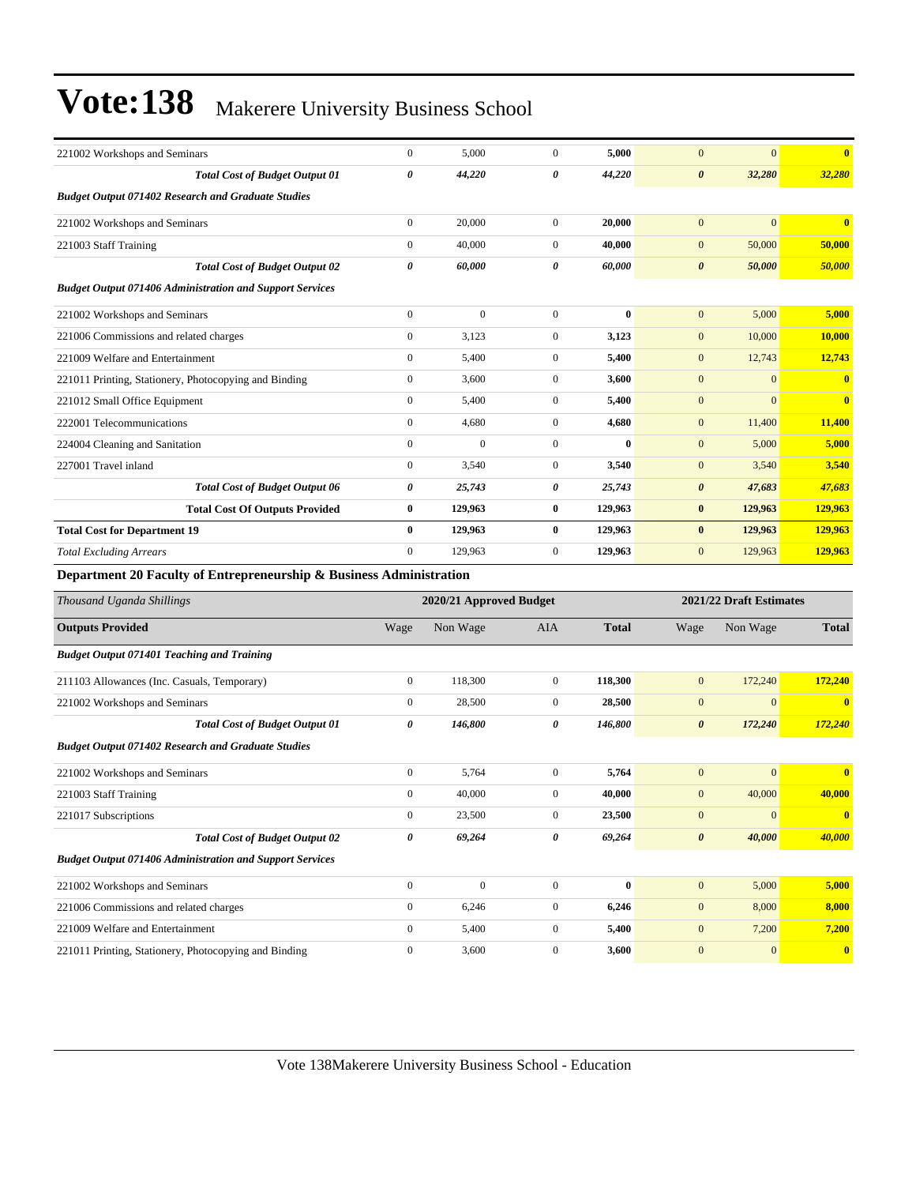| | | | | | | | |
|---|---|---|---|---|---|---|---|
| 221002 Workshops and Seminars | 0 | 5,000 | 0 | **5,000** | 0 | 0 | **0** |
| ***Total Cost of Budget Output 01*** | ***0*** | ***44,220*** | ***0*** | ***44,220*** | ***0*** | ***32,280*** | ***32,280*** |
| ***Budget Output 071402 Research and Graduate Studies*** | | | | | | | |
| 221002 Workshops and Seminars | 0 | 20,000 | 0 | **20,000** | 0 | 0 | **0** |
| 221003 Staff Training | 0 | 40,000 | 0 | **40,000** | 0 | 50,000 | **50,000** |
| ***Total Cost of Budget Output 02*** | ***0*** | ***60,000*** | ***0*** | ***60,000*** | ***0*** | ***50,000*** | ***50,000*** |
| ***Budget Output 071406 Administration and Support Services*** | | | | | | | |
| 221002 Workshops and Seminars | 0 | 0 | 0 | **0** | 0 | 5,000 | **5,000** |
| 221006 Commissions and related charges | 0 | 3,123 | 0 | **3,123** | 0 | 10,000 | **10,000** |
| 221009 Welfare and Entertainment | 0 | 5,400 | 0 | **5,400** | 0 | 12,743 | **12,743** |
| 221011 Printing, Stationery, Photocopying and Binding | 0 | 3,600 | 0 | **3,600** | 0 | 0 | **0** |
| 221012 Small Office Equipment | 0 | 5,400 | 0 | **5,400** | 0 | 0 | **0** |
| 222001 Telecommunications | 0 | 4,680 | 0 | **4,680** | 0 | 11,400 | **11,400** |
| 224004 Cleaning and Sanitation | 0 | 0 | 0 | **0** | 0 | 5,000 | **5,000** |
| 227001 Travel inland | 0 | 3,540 | 0 | **3,540** | 0 | 3,540 | **3,540** |
| ***Total Cost of Budget Output 06*** | ***0*** | ***25,743*** | ***0*** | ***25,743*** | ***0*** | ***47,683*** | ***47,683*** |
| **Total Cost Of Outputs Provided** | **0** | **129,963** | **0** | **129,963** | **0** | **129,963** | **129,963** |
| **Total Cost for Department 19** | **0** | **129,963** | **0** | **129,963** | **0** | **129,963** | **129,963** |
| *Total Excluding Arrears* | 0 | 129,963 | 0 | 129,963 | 0 | 129,963 | **129,963** |

**Department 20 Faculty of Entrepreneurship & Business Administration**

| *Thousand Uganda Shillings* | 2020/21 Approved Budget | | | | 2021/22 Draft Estimates | | |
|---|---|---|---|---|---|---|---|
| **Outputs Provided** | Wage | Non Wage | AIA | **Total** | Wage | Non Wage | **Total** |
| ***Budget Output 071401 Teaching and Training*** | | | | | | | |
| 211103 Allowances (Inc. Casuals, Temporary) | 0 | 118,300 | 0 | **118,300** | 0 | 172,240 | **172,240** |
| 221002 Workshops and Seminars | 0 | 28,500 | 0 | **28,500** | 0 | 0 | **0** |
| ***Total Cost of Budget Output 01*** | ***0*** | ***146,800*** | ***0*** | ***146,800*** | ***0*** | ***172,240*** | ***172,240*** |
| ***Budget Output 071402 Research and Graduate Studies*** | | | | | | | |
| 221002 Workshops and Seminars | 0 | 5,764 | 0 | **5,764** | 0 | 0 | **0** |
| 221003 Staff Training | 0 | 40,000 | 0 | **40,000** | 0 | 40,000 | **40,000** |
| 221017 Subscriptions | 0 | 23,500 | 0 | **23,500** | 0 | 0 | **0** |
| ***Total Cost of Budget Output 02*** | ***0*** | ***69,264*** | ***0*** | ***69,264*** | ***0*** | ***40,000*** | ***40,000*** |
| ***Budget Output 071406 Administration and Support Services*** | | | | | | | |
| 221002 Workshops and Seminars | 0 | 0 | 0 | **0** | 0 | 5,000 | **5,000** |
| 221006 Commissions and related charges | 0 | 6,246 | 0 | **6,246** | 0 | 8,000 | **8,000** |
| 221009 Welfare and Entertainment | 0 | 5,400 | 0 | **5,400** | 0 | 7,200 | **7,200** |
| 221011 Printing, Stationery, Photocopying and Binding | 0 | 3,600 | 0 | **3,600** | 0 | 0 | **0** |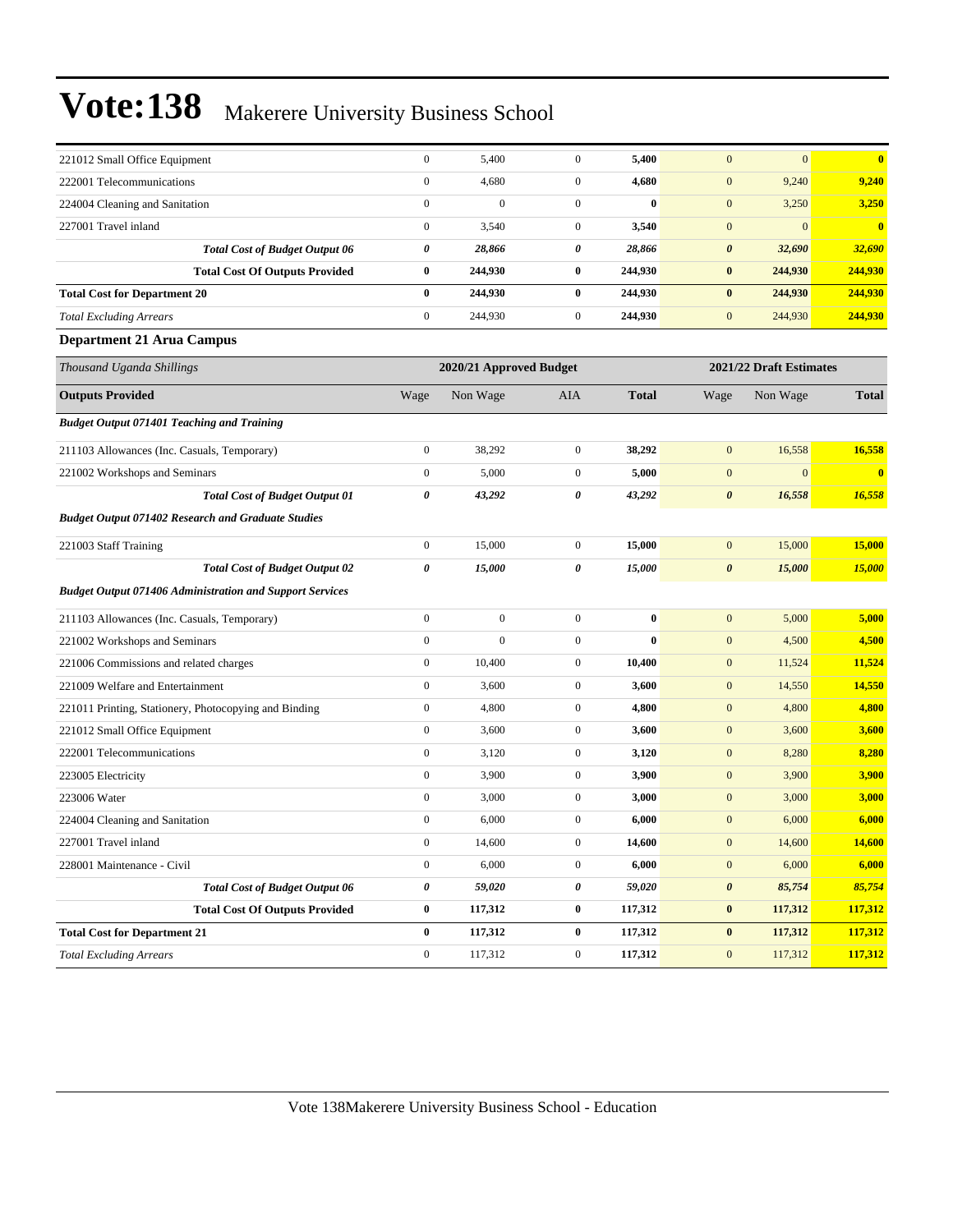| | | | | | | | |
|---|---|---|---|---|---|---|---|
| 221012 Small Office Equipment | 0 | 5,400 | 0 | **5,400** | 0 | 0 | **0** |
| 222001 Telecommunications | 0 | 4,680 | 0 | **4,680** | 0 | 9,240 | **9,240** |
| 224004 Cleaning and Sanitation | 0 | 0 | 0 | **0** | 0 | 3,250 | **3,250** |
| 227001 Travel inland | 0 | 3,540 | 0 | **3,540** | 0 | 0 | **0** |
| ***Total Cost of Budget Output 06*** | ***0*** | ***28,866*** | ***0*** | ***28,866*** | ***0*** | ***32,690*** | ***32,690*** |
| **Total Cost Of Outputs Provided** | **0** | **244,930** | **0** | **244,930** | **0** | **244,930** | **244,930** |
| **Total Cost for Department 20** | **0** | **244,930** | **0** | **244,930** | **0** | **244,930** | **244,930** |
| *Total Excluding Arrears* | 0 | 244,930 | 0 | **244,930** | 0 | 244,930 | **244,930** |

**Department 21 Arua Campus**

| *Thousand Uganda Shillings* | 2020/21 Approved Budget | | | | 2021/22 Draft Estimates | | |
|---|---|---|---|---|---|---|---|
| **Outputs Provided** | Wage | Non Wage | AIA | **Total** | Wage | Non Wage | **Total** |
| ***Budget Output 071401 Teaching and Training*** | | | | | | | |
| 211103 Allowances (Inc. Casuals, Temporary) | 0 | 38,292 | 0 | **38,292** | 0 | 16,558 | **16,558** |
| 221002 Workshops and Seminars | 0 | 5,000 | 0 | **5,000** | 0 | 0 | **0** |
| ***Total Cost of Budget Output 01*** | ***0*** | ***43,292*** | ***0*** | ***43,292*** | ***0*** | ***16,558*** | ***16,558*** |
| ***Budget Output 071402 Research and Graduate Studies*** | | | | | | | |
| 221003 Staff Training | 0 | 15,000 | 0 | **15,000** | 0 | 15,000 | **15,000** |
| ***Total Cost of Budget Output 02*** | ***0*** | ***15,000*** | ***0*** | ***15,000*** | ***0*** | ***15,000*** | ***15,000*** |
| ***Budget Output 071406 Administration and Support Services*** | | | | | | | |
| 211103 Allowances (Inc. Casuals, Temporary) | 0 | 0 | 0 | **0** | 0 | 5,000 | **5,000** |
| 221002 Workshops and Seminars | 0 | 0 | 0 | **0** | 0 | 4,500 | **4,500** |
| 221006 Commissions and related charges | 0 | 10,400 | 0 | **10,400** | 0 | 11,524 | **11,524** |
| 221009 Welfare and Entertainment | 0 | 3,600 | 0 | **3,600** | 0 | 14,550 | **14,550** |
| 221011 Printing, Stationery, Photocopying and Binding | 0 | 4,800 | 0 | **4,800** | 0 | 4,800 | **4,800** |
| 221012 Small Office Equipment | 0 | 3,600 | 0 | **3,600** | 0 | 3,600 | **3,600** |
| 222001 Telecommunications | 0 | 3,120 | 0 | **3,120** | 0 | 8,280 | **8,280** |
| 223005 Electricity | 0 | 3,900 | 0 | **3,900** | 0 | 3,900 | **3,900** |
| 223006 Water | 0 | 3,000 | 0 | **3,000** | 0 | 3,000 | **3,000** |
| 224004 Cleaning and Sanitation | 0 | 6,000 | 0 | **6,000** | 0 | 6,000 | **6,000** |
| 227001 Travel inland | 0 | 14,600 | 0 | **14,600** | 0 | 14,600 | **14,600** |
| 228001 Maintenance - Civil | 0 | 6,000 | 0 | **6,000** | 0 | 6,000 | **6,000** |
| ***Total Cost of Budget Output 06*** | ***0*** | ***59,020*** | ***0*** | ***59,020*** | ***0*** | ***85,754*** | ***85,754*** |
| **Total Cost Of Outputs Provided** | **0** | **117,312** | **0** | **117,312** | **0** | **117,312** | **117,312** |
| **Total Cost for Department 21** | **0** | **117,312** | **0** | **117,312** | **0** | **117,312** | **117,312** |
| *Total Excluding Arrears* | 0 | 117,312 | 0 | **117,312** | 0 | 117,312 | **117,312** |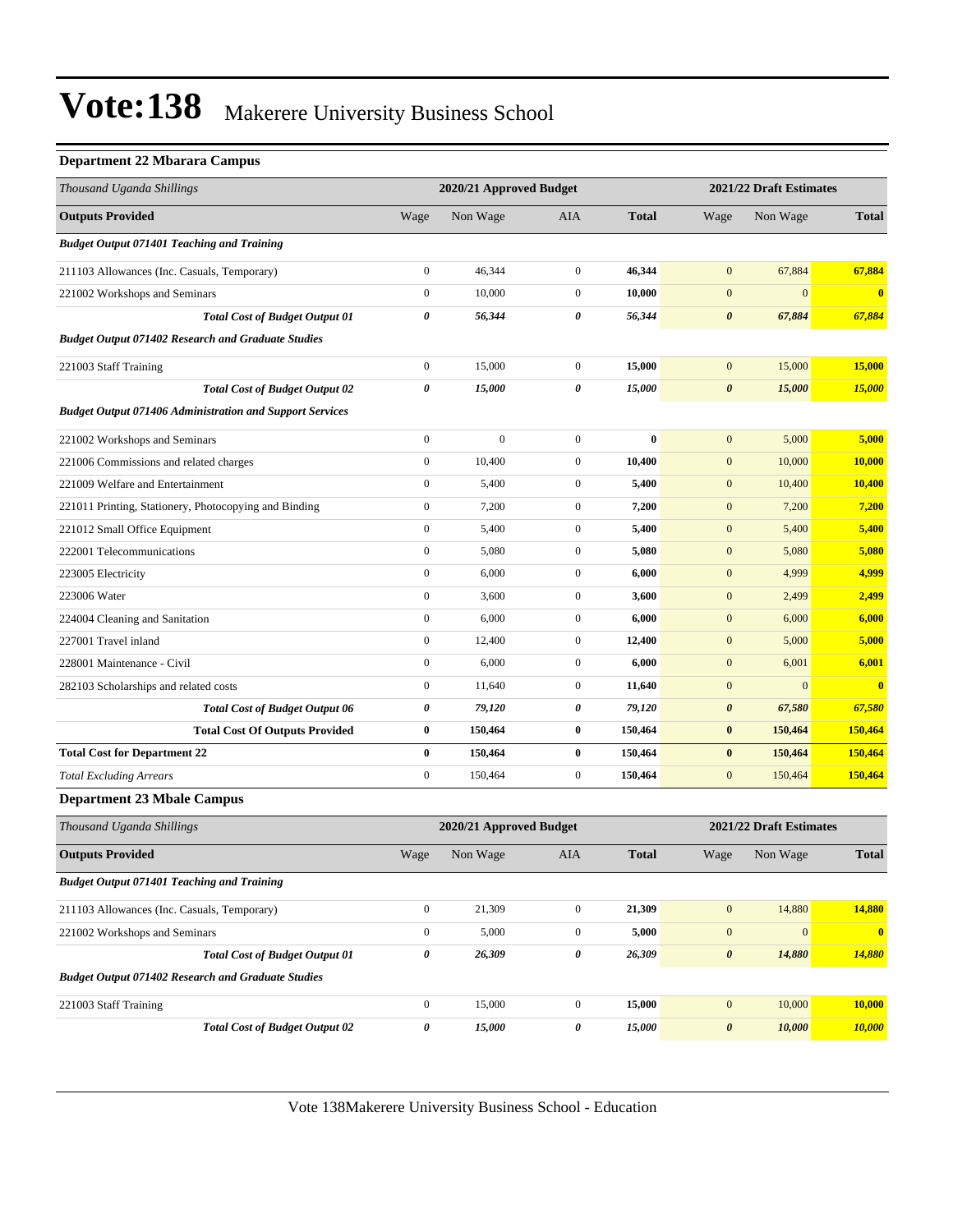# Vote:138 Makerere University Business School

### Department 22 Mbarara Campus

| *Thousand Uganda Shillings* | 2020/21 Approved Budget | | | | 2021/22 Draft Estimates | | |
|---|---|---|---|---|---|---|---|
| **Outputs Provided** | Wage | Non Wage | AIA | **Total** | Wage | Non Wage | **Total** |
| ***Budget Output 071401 Teaching and Training*** | | | | | | | |
| 211103 Allowances (Inc. Casuals, Temporary) | 0 | 46,344 | 0 | **46,344** | 0 | 67,884 | **67,884** |
| 221002 Workshops and Seminars | 0 | 10,000 | 0 | **10,000** | 0 | 0 | **0** |
| ***Total Cost of Budget Output 01*** | ***0*** | ***56,344*** | ***0*** | ***56,344*** | ***0*** | ***67,884*** | ***67,884*** |
| ***Budget Output 071402 Research and Graduate Studies*** | | | | | | | |
| 221003 Staff Training | 0 | 15,000 | 0 | **15,000** | 0 | 15,000 | **15,000** |
| ***Total Cost of Budget Output 02*** | ***0*** | ***15,000*** | ***0*** | ***15,000*** | ***0*** | ***15,000*** | ***15,000*** |
| ***Budget Output 071406 Administration and Support Services*** | | | | | | | |
| 221002 Workshops and Seminars | 0 | 0 | 0 | **0** | 0 | 5,000 | **5,000** |
| 221006 Commissions and related charges | 0 | 10,400 | 0 | **10,400** | 0 | 10,000 | **10,000** |
| 221009 Welfare and Entertainment | 0 | 5,400 | 0 | **5,400** | 0 | 10,400 | **10,400** |
| 221011 Printing, Stationery, Photocopying and Binding | 0 | 7,200 | 0 | **7,200** | 0 | 7,200 | **7,200** |
| 221012 Small Office Equipment | 0 | 5,400 | 0 | **5,400** | 0 | 5,400 | **5,400** |
| 222001 Telecommunications | 0 | 5,080 | 0 | **5,080** | 0 | 5,080 | **5,080** |
| 223005 Electricity | 0 | 6,000 | 0 | **6,000** | 0 | 4,999 | **4,999** |
| 223006 Water | 0 | 3,600 | 0 | **3,600** | 0 | 2,499 | **2,499** |
| 224004 Cleaning and Sanitation | 0 | 6,000 | 0 | **6,000** | 0 | 6,000 | **6,000** |
| 227001 Travel inland | 0 | 12,400 | 0 | **12,400** | 0 | 5,000 | **5,000** |
| 228001 Maintenance - Civil | 0 | 6,000 | 0 | **6,000** | 0 | 6,001 | **6,001** |
| 282103 Scholarships and related costs | 0 | 11,640 | 0 | **11,640** | 0 | 0 | **0** |
| ***Total Cost of Budget Output 06*** | ***0*** | ***79,120*** | ***0*** | ***79,120*** | ***0*** | ***67,580*** | ***67,580*** |
| **Total Cost Of Outputs Provided** | **0** | **150,464** | **0** | **150,464** | **0** | **150,464** | **150,464** |
| **Total Cost for Department 22** | **0** | **150,464** | **0** | **150,464** | **0** | **150,464** | **150,464** |
| *Total Excluding Arrears* | 0 | 150,464 | 0 | **150,464** | 0 | 150,464 | **150,464** |

### Department 23 Mbale Campus

| *Thousand Uganda Shillings* | 2020/21 Approved Budget | | | | 2021/22 Draft Estimates | | |
|---|---|---|---|---|---|---|---|
| **Outputs Provided** | Wage | Non Wage | AIA | **Total** | Wage | Non Wage | **Total** |
| ***Budget Output 071401 Teaching and Training*** | | | | | | | |
| 211103 Allowances (Inc. Casuals, Temporary) | 0 | 21,309 | 0 | **21,309** | 0 | 14,880 | **14,880** |
| 221002 Workshops and Seminars | 0 | 5,000 | 0 | **5,000** | 0 | 0 | **0** |
| ***Total Cost of Budget Output 01*** | ***0*** | ***26,309*** | ***0*** | ***26,309*** | ***0*** | ***14,880*** | ***14,880*** |
| ***Budget Output 071402 Research and Graduate Studies*** | | | | | | | |
| 221003 Staff Training | 0 | 15,000 | 0 | **15,000** | 0 | 10,000 | **10,000** |
| ***Total Cost of Budget Output 02*** | ***0*** | ***15,000*** | ***0*** | ***15,000*** | ***0*** | ***10,000*** | ***10,000*** |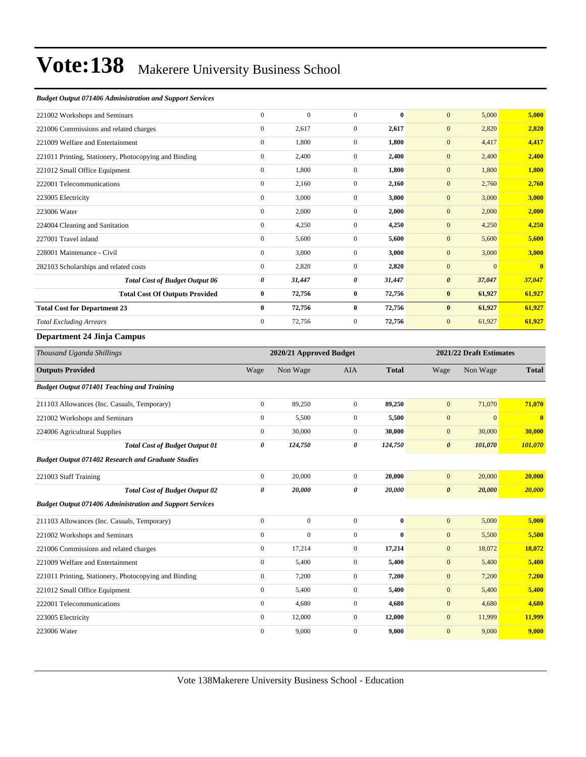# Vote:138 Makerere University Business School

*Budget Output 071406 Administration and Support Services*

| | | | | | | | |
|---|---|---|---|---|---|---|---|
| 221002 Workshops and Seminars | 0 | 0 | 0 | **0** | 0 | 5,000 | **5,000** |
| 221006 Commissions and related charges | 0 | 2,617 | 0 | **2,617** | 0 | 2,820 | **2,820** |
| 221009 Welfare and Entertainment | 0 | 1,800 | 0 | **1,800** | 0 | 4,417 | **4,417** |
| 221011 Printing, Stationery, Photocopying and Binding | 0 | 2,400 | 0 | **2,400** | 0 | 2,400 | **2,400** |
| 221012 Small Office Equipment | 0 | 1,800 | 0 | **1,800** | 0 | 1,800 | **1,800** |
| 222001 Telecommunications | 0 | 2,160 | 0 | **2,160** | 0 | 2,760 | **2,760** |
| 223005 Electricity | 0 | 3,000 | 0 | **3,000** | 0 | 3,000 | **3,000** |
| 223006 Water | 0 | 2,000 | 0 | **2,000** | 0 | 2,000 | **2,000** |
| 224004 Cleaning and Sanitation | 0 | 4,250 | 0 | **4,250** | 0 | 4,250 | **4,250** |
| 227001 Travel inland | 0 | 5,600 | 0 | **5,600** | 0 | 5,600 | **5,600** |
| 228001 Maintenance - Civil | 0 | 3,000 | 0 | **3,000** | 0 | 3,000 | **3,000** |
| 282103 Scholarships and related costs | 0 | 2,820 | 0 | **2,820** | 0 | 0 | **0** |
| ***Total Cost of Budget Output 06*** | ***0*** | ***31,447*** | ***0*** | ***31,447*** | ***0*** | ***37,047*** | ***37,047*** |
| **Total Cost Of Outputs Provided** | **0** | **72,756** | **0** | **72,756** | **0** | **61,927** | **61,927** |
| **Total Cost for Department 23** | **0** | **72,756** | **0** | **72,756** | **0** | **61,927** | **61,927** |
| *Total Excluding Arrears* | 0 | 72,756 | 0 | **72,756** | 0 | 61,927 | **61,927** |

### Department 24 Jinja Campus

| *Thousand Uganda Shillings* | 2020/21 Approved Budget | | | | 2021/22 Draft Estimates | | |
|---|---|---|---|---|---|---|---|
| **Outputs Provided** | Wage | Non Wage | AIA | **Total** | Wage | Non Wage | **Total** |
| ***Budget Output 071401 Teaching and Training*** | | | | | | | |
| 211103 Allowances (Inc. Casuals, Temporary) | 0 | 89,250 | 0 | **89,250** | 0 | 71,070 | **71,070** |
| 221002 Workshops and Seminars | 0 | 5,500 | 0 | **5,500** | 0 | 0 | **0** |
| 224006 Agricultural Supplies | 0 | 30,000 | 0 | **30,000** | 0 | 30,000 | **30,000** |
| ***Total Cost of Budget Output 01*** | ***0*** | ***124,750*** | ***0*** | ***124,750*** | ***0*** | ***101,070*** | ***101,070*** |
| ***Budget Output 071402 Research and Graduate Studies*** | | | | | | | |
| 221003 Staff Training | 0 | 20,000 | 0 | **20,000** | 0 | 20,000 | **20,000** |
| ***Total Cost of Budget Output 02*** | ***0*** | ***20,000*** | ***0*** | ***20,000*** | ***0*** | ***20,000*** | ***20,000*** |
| ***Budget Output 071406 Administration and Support Services*** | | | | | | | |
| 211103 Allowances (Inc. Casuals, Temporary) | 0 | 0 | 0 | **0** | 0 | 5,000 | **5,000** |
| 221002 Workshops and Seminars | 0 | 0 | 0 | **0** | 0 | 5,500 | **5,500** |
| 221006 Commissions and related charges | 0 | 17,214 | 0 | **17,214** | 0 | 18,072 | **18,072** |
| 221009 Welfare and Entertainment | 0 | 5,400 | 0 | **5,400** | 0 | 5,400 | **5,400** |
| 221011 Printing, Stationery, Photocopying and Binding | 0 | 7,200 | 0 | **7,200** | 0 | 7,200 | **7,200** |
| 221012 Small Office Equipment | 0 | 5,400 | 0 | **5,400** | 0 | 5,400 | **5,400** |
| 222001 Telecommunications | 0 | 4,680 | 0 | **4,680** | 0 | 4,680 | **4,680** |
| 223005 Electricity | 0 | 12,000 | 0 | **12,000** | 0 | 11,999 | **11,999** |
| 223006 Water | 0 | 9,000 | 0 | **9,000** | 0 | 9,000 | **9,000** |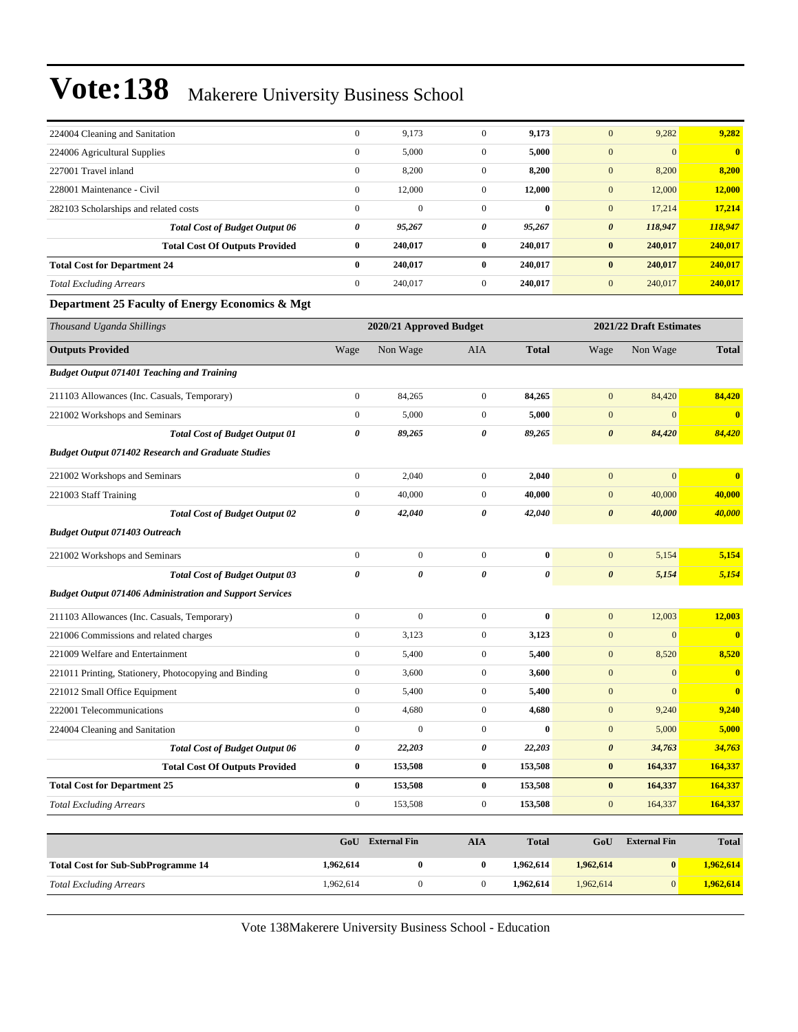| | | | | | | | |
|---|---|---|---|---|---|---|---|
| 224004 Cleaning and Sanitation | 0 | 9,173 | 0 | **9,173** | 0 | 9,282 | **9,282** |
| 224006 Agricultural Supplies | 0 | 5,000 | 0 | **5,000** | 0 | 0 | **0** |
| 227001 Travel inland | 0 | 8,200 | 0 | **8,200** | 0 | 8,200 | **8,200** |
| 228001 Maintenance - Civil | 0 | 12,000 | 0 | **12,000** | 0 | 12,000 | **12,000** |
| 282103 Scholarships and related costs | 0 | 0 | 0 | **0** | 0 | 17,214 | **17,214** |
| ***Total Cost of Budget Output 06*** | ***0*** | ***95,267*** | ***0*** | ***95,267*** | ***0*** | ***118,947*** | ***118,947*** |
| **Total Cost Of Outputs Provided** | **0** | **240,017** | **0** | **240,017** | **0** | **240,017** | **240,017** |
| **Total Cost for Department 24** | **0** | **240,017** | **0** | **240,017** | **0** | **240,017** | **240,017** |
| *Total Excluding Arrears* | 0 | 240,017 | 0 | **240,017** | 0 | 240,017 | **240,017** |

### Department 25 Faculty of Energy Economics & Mgt

| *Thousand Uganda Shillings* | 2020/21 Approved Budget | | | | 2021/22 Draft Estimates | | |
|---|---|---|---|---|---|---|---|
| **Outputs Provided** | Wage | Non Wage | AIA | **Total** | Wage | Non Wage | **Total** |
| ***Budget Output 071401 Teaching and Training*** | | | | | | | |
| 211103 Allowances (Inc. Casuals, Temporary) | 0 | 84,265 | 0 | **84,265** | 0 | 84,420 | **84,420** |
| 221002 Workshops and Seminars | 0 | 5,000 | 0 | **5,000** | 0 | 0 | **0** |
| ***Total Cost of Budget Output 01*** | ***0*** | ***89,265*** | ***0*** | ***89,265*** | ***0*** | ***84,420*** | ***84,420*** |
| ***Budget Output 071402 Research and Graduate Studies*** | | | | | | | |
| 221002 Workshops and Seminars | 0 | 2,040 | 0 | **2,040** | 0 | 0 | **0** |
| 221003 Staff Training | 0 | 40,000 | 0 | **40,000** | 0 | 40,000 | **40,000** |
| ***Total Cost of Budget Output 02*** | ***0*** | ***42,040*** | ***0*** | ***42,040*** | ***0*** | ***40,000*** | ***40,000*** |
| ***Budget Output 071403 Outreach*** | | | | | | | |
| 221002 Workshops and Seminars | 0 | 0 | 0 | **0** | 0 | 5,154 | **5,154** |
| ***Total Cost of Budget Output 03*** | ***0*** | ***0*** | ***0*** | ***0*** | ***0*** | ***5,154*** | ***5,154*** |
| ***Budget Output 071406 Administration and Support Services*** | | | | | | | |
| 211103 Allowances (Inc. Casuals, Temporary) | 0 | 0 | 0 | **0** | 0 | 12,003 | **12,003** |
| 221006 Commissions and related charges | 0 | 3,123 | 0 | **3,123** | 0 | 0 | **0** |
| 221009 Welfare and Entertainment | 0 | 5,400 | 0 | **5,400** | 0 | 8,520 | **8,520** |
| 221011 Printing, Stationery, Photocopying and Binding | 0 | 3,600 | 0 | **3,600** | 0 | 0 | **0** |
| 221012 Small Office Equipment | 0 | 5,400 | 0 | **5,400** | 0 | 0 | **0** |
| 222001 Telecommunications | 0 | 4,680 | 0 | **4,680** | 0 | 9,240 | **9,240** |
| 224004 Cleaning and Sanitation | 0 | 0 | 0 | **0** | 0 | 5,000 | **5,000** |
| ***Total Cost of Budget Output 06*** | ***0*** | ***22,203*** | ***0*** | ***22,203*** | ***0*** | ***34,763*** | ***34,763*** |
| **Total Cost Of Outputs Provided** | **0** | **153,508** | **0** | **153,508** | **0** | **164,337** | **164,337** |
| **Total Cost for Department 25** | **0** | **153,508** | **0** | **153,508** | **0** | **164,337** | **164,337** |
| *Total Excluding Arrears* | 0 | 153,508 | 0 | **153,508** | 0 | 164,337 | **164,337** |

| | GoU | External Fin | AIA | Total | GoU | External Fin | Total |
|---|---|---|---|---|---|---|---|
| **Total Cost for Sub-SubProgramme 14** | **1,962,614** | **0** | **0** | **1,962,614** | **1,962,614** | **0** | **1,962,614** |
| *Total Excluding Arrears* | 1,962,614 | 0 | 0 | **1,962,614** | 1,962,614 | 0 | **1,962,614** |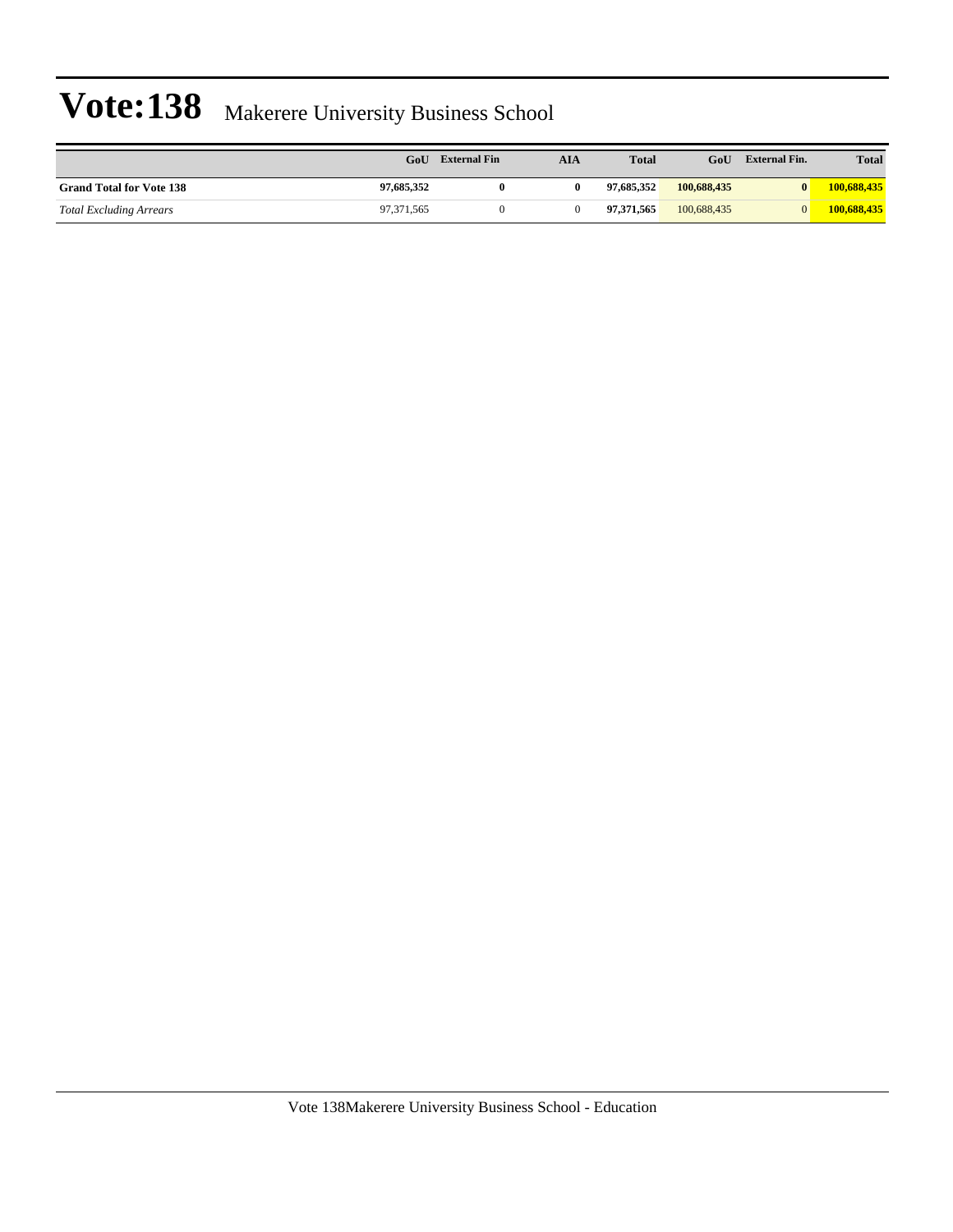# Vote:138 Makerere University Business School

| | GoU | External Fin | AIA | Total | GoU | External Fin. | Total |
|---|---|---|---|---|---|---|---|
| **Grand Total for Vote 138** | **97,685,352** | **0** | **0** | **97,685,352** | **100,688,435** | **0** | **100,688,435** |
| *Total Excluding Arrears* | 97,371,565 | 0 | 0 | **97,371,565** | 100,688,435 | 0 | **100,688,435** |

Vote 138Makerere University Business School - Education